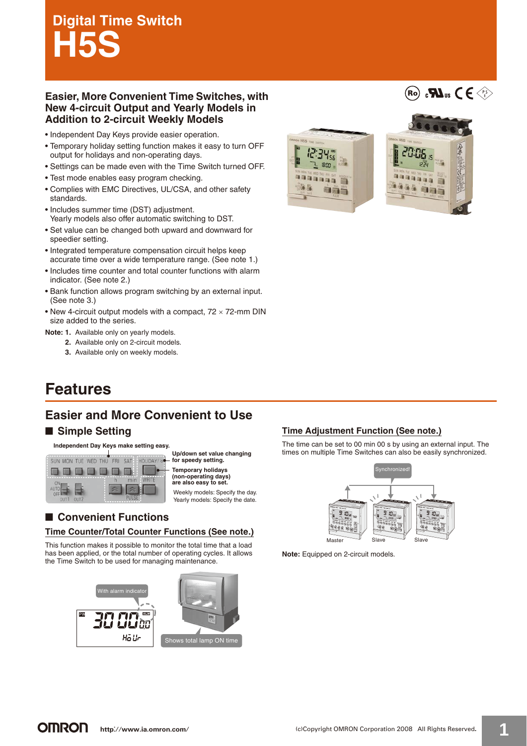# Digital Time Switch
# H5S

## Easier, More Convenient Time Switches, with New 4-circuit Output and Yearly Models in Addition to 2-circuit Weekly Models

- Independent Day Keys provide easier operation.
- Temporary holiday setting function makes it easy to turn OFF output for holidays and non-operating days.
- Settings can be made even with the Time Switch turned OFF.
- Test mode enables easy program checking.
- Complies with EMC Directives, UL/CSA, and other safety standards.
- Includes summer time (DST) adjustment.
  Yearly models also offer automatic switching to DST.
- Set value can be changed both upward and downward for speedier setting.
- Integrated temperature compensation circuit helps keep accurate time over a wide temperature range. (See note 1.)
- Includes time counter and total counter functions with alarm indicator. (See note 2.)
- Bank function allows program switching by an external input. (See note 3.)
- New 4-circuit output models with a compact, 72 × 72-mm DIN size added to the series.

**Note: 1.** Available only on yearly models.
**2.** Available only on 2-circuit models.
**3.** Available only on weekly models.

# Features

## Easier and More Convenient to Use

### ■ Simple Setting

**Independent Day Keys make setting easy.**

**Up/down set value changing for speedy setting.**

**Temporary holidays (non-operating days) are also easy to set.**
Weekly models: Specify the day.
Yearly models: Specify the date.

### ■ Convenient Functions

#### Time Counter/Total Counter Functions (See note.)

This function makes it possible to monitor the total time that a load has been applied, or the total number of operating cycles. It allows the Time Switch to be used for managing maintenance.

With alarm indicator

Shows total lamp ON time

#### Time Adjustment Function (See note.)

The time can be set to 00 min 00 s by using an external input. The times on multiple Time Switches can also be easily synchronized.

Synchronized!

Master Slave Slave

**Note:** Equipped on 2-circuit models.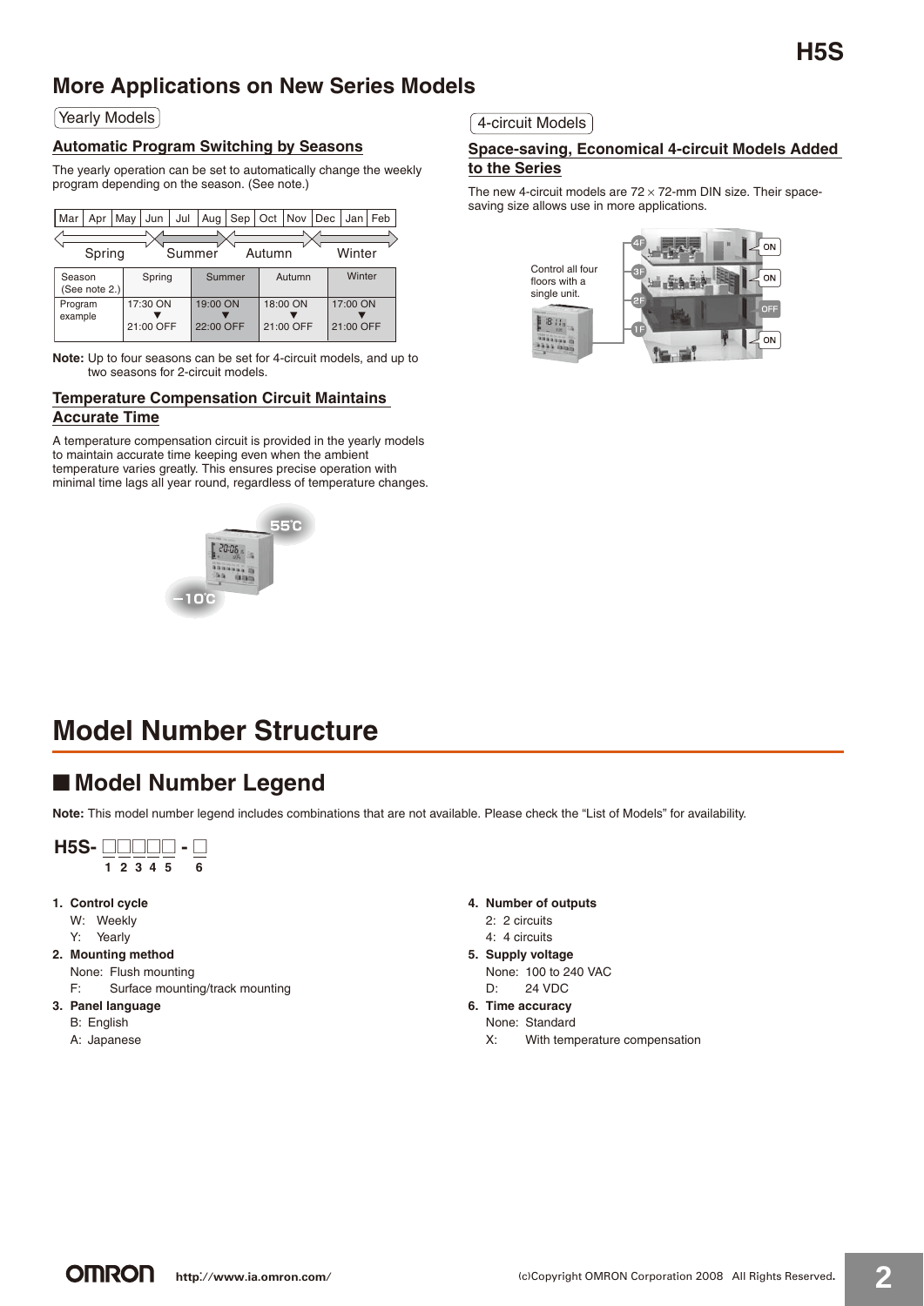## More Applications on New Series Models

Yearly Models

### Automatic Program Switching by Seasons

The yearly operation can be set to automatically change the weekly program depending on the season. (See note.)

| Mar | Apr | May | Jun | Jul | Aug | Sep | Oct | Nov | Dec | Jan | Feb |
|---|---|---|---|---|---|---|---|---|---|---|---|

Spring  Summer  Autumn  Winter

| Season (See note 2.) | Spring | Summer | Autumn | Winter |
|---|---|---|---|---|
| Program example | 17:30 ON ▼ 21:00 OFF | 19:00 ON ▼ 22:00 OFF | 18:00 ON ▼ 21:00 OFF | 17:00 ON ▼ 21:00 OFF |

**Note:** Up to four seasons can be set for 4-circuit models, and up to two seasons for 2-circuit models.

### Temperature Compensation Circuit Maintains Accurate Time

A temperature compensation circuit is provided in the yearly models to maintain accurate time keeping even when the ambient temperature varies greatly. This ensures precise operation with minimal time lags all year round, regardless of temperature changes.

55°C

−10°C

4-circuit Models

### Space-saving, Economical 4-circuit Models Added to the Series

The new 4-circuit models are 72 × 72-mm DIN size. Their space-saving size allows use in more applications.

Control all four floors with a single unit.

4F ON
3F ON
2F OFF
1F ON

# Model Number Structure

## ■ Model Number Legend

**Note:** This model number legend includes combinations that are not available. Please check the "List of Models" for availability.

**H5S-** □□□□□ - □
1 2 3 4 5   6

1. **Control cycle**
   W: Weekly
   Y: Yearly
2. **Mounting method**
   None: Flush mounting
   F: Surface mounting/track mounting
3. **Panel language**
   B: English
   A: Japanese
4. **Number of outputs**
   2: 2 circuits
   4: 4 circuits
5. **Supply voltage**
   None: 100 to 240 VAC
   D: 24 VDC
6. **Time accuracy**
   None: Standard
   X: With temperature compensation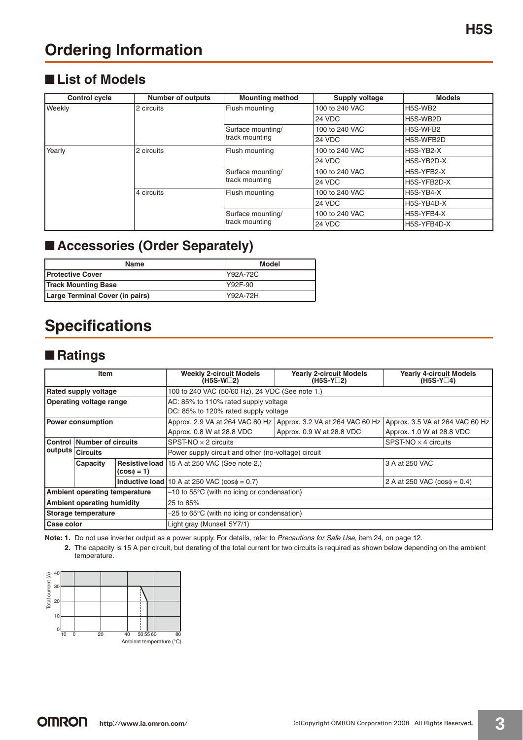# Ordering Information

## ■ List of Models

| Control cycle | Number of outputs | Mounting method | Supply voltage | Models |
|---|---|---|---|---|
| Weekly | 2 circuits | Flush mounting | 100 to 240 VAC | H5S-WB2 |
| | | | 24 VDC | H5S-WB2D |
| | | Surface mounting/ track mounting | 100 to 240 VAC | H5S-WFB2 |
| | | | 24 VDC | H5S-WFB2D |
| Yearly | 2 circuits | Flush mounting | 100 to 240 VAC | H5S-YB2-X |
| | | | 24 VDC | H5S-YB2D-X |
| | | Surface mounting/ track mounting | 100 to 240 VAC | H5S-YFB2-X |
| | | | 24 VDC | H5S-YFB2D-X |
| | 4 circuits | Flush mounting | 100 to 240 VAC | H5S-YB4-X |
| | | | 24 VDC | H5S-YB4D-X |
| | | Surface mounting/ track mounting | 100 to 240 VAC | H5S-YFB4-X |
| | | | 24 VDC | H5S-YFB4D-X |

## ■ Accessories (Order Separately)

| Name | Model |
|---|---|
| **Protective Cover** | Y92A-72C |
| **Track Mounting Base** | Y92F-90 |
| **Large Terminal Cover (in pairs)** | Y92A-72H |

# Specifications

## ■ Ratings

| Item | | | Weekly 2-circuit Models (H5S-W□2) | Yearly 2-circuit Models (H5S-Y□2) | Yearly 4-circuit Models (H5S-Y□4) |
|---|---|---|---|---|---|
| **Rated supply voltage** | | | 100 to 240 VAC (50/60 Hz), 24 VDC (See note 1.) | | |
| **Operating voltage range** | | | AC: 85% to 110% rated supply voltage<br>DC: 85% to 120% rated supply voltage | | |
| **Power consumption** | | | Approx. 2.9 VA at 264 VAC 60 Hz<br>Approx. 0.8 W at 28.8 VDC | Approx. 3.2 VA at 264 VAC 60 Hz<br>Approx. 0.9 W at 28.8 VDC | Approx. 3.5 VA at 264 VAC 60 Hz<br>Approx. 1.0 W at 28.8 VDC |
| **Control outputs** | **Number of circuits** | | SPST-NO × 2 circuits | | SPST-NO × 4 circuits |
| | **Circuits** | | Power supply circuit and other (no-voltage) circuit | | |
| | **Capacity** | **Resistive load ($\cos\phi = 1$)** | 15 A at 250 VAC (See note 2.) | | 3 A at 250 VAC |
| | | **Inductive load** | 10 A at 250 VAC ($\cos\phi = 0.7$) | | 2 A at 250 VAC ($\cos\phi = 0.4$) |
| **Ambient operating temperature** | | | −10 to 55°C (with no icing or condensation) | | |
| **Ambient operating humidity** | | | 25 to 85% | | |
| **Storage temperature** | | | −25 to 65°C (with no icing or condensation) | | |
| **Case color** | | | Light gray (Munsell 5Y7/1) | | |

**Note: 1.** Do not use inverter output as a power supply. For details, refer to *Precautions for Safe Use*, item 24, on page 12.

**2.** The capacity is 15 A per circuit, but derating of the total current for two circuits is required as shown below depending on the ambient temperature.

Total current (A): 0, 10, 20, 30, 40
Ambient temperature (°C): 10, 0, 20, 40, 50 55 60, 80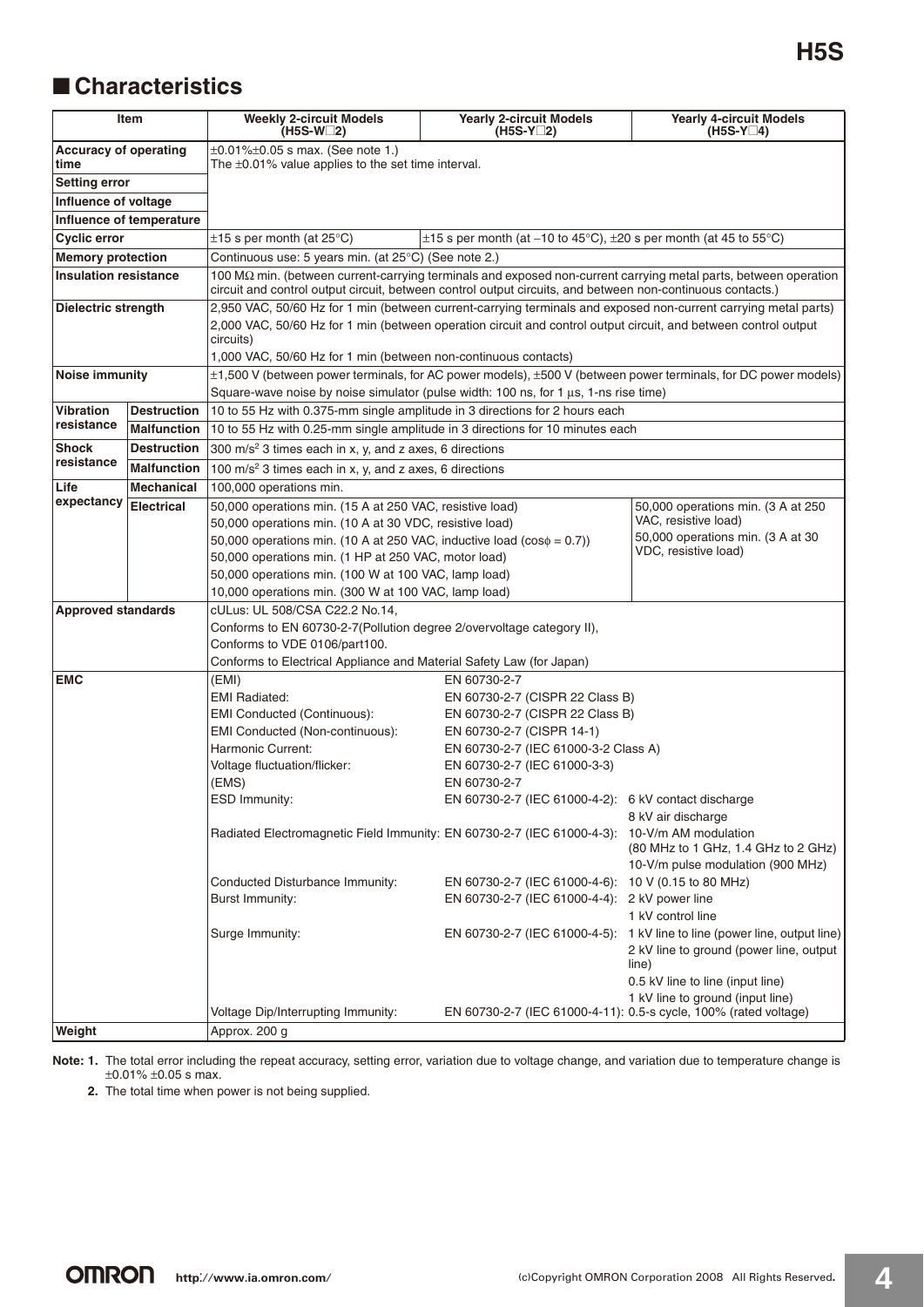## ■ Characteristics

| Item | | Weekly 2-circuit Models (H5S-W□2) | Yearly 2-circuit Models (H5S-Y□2) | Yearly 4-circuit Models (H5S-Y□4) |
|---|---|---|---|---|
| Accuracy of operating time | | ±0.01%±0.05 s max. (See note 1.)<br>The ±0.01% value applies to the set time interval. | | |
| Setting error | | | | |
| Influence of voltage | | | | |
| Influence of temperature | | | | |
| Cyclic error | | ±15 s per month (at 25°C) | ±15 s per month (at −10 to 45°C), ±20 s per month (at 45 to 55°C) | |
| Memory protection | | Continuous use: 5 years min. (at 25°C) (See note 2.) | | |
| Insulation resistance | | 100 MΩ min. (between current-carrying terminals and exposed non-current carrying metal parts, between operation circuit and control output circuit, between control output circuits, and between non-continuous contacts.) | | |
| Dielectric strength | | 2,950 VAC, 50/60 Hz for 1 min (between current-carrying terminals and exposed non-current carrying metal parts)<br>2,000 VAC, 50/60 Hz for 1 min (between operation circuit and control output circuit, and between control output circuits)<br>1,000 VAC, 50/60 Hz for 1 min (between non-continuous contacts) | | |
| Noise immunity | | ±1,500 V (between power terminals, for AC power models), ±500 V (between power terminals, for DC power models)<br>Square-wave noise by noise simulator (pulse width: 100 ns, for 1 μs, 1-ns rise time) | | |
| Vibration resistance | Destruction | 10 to 55 Hz with 0.375-mm single amplitude in 3 directions for 2 hours each | | |
| | Malfunction | 10 to 55 Hz with 0.25-mm single amplitude in 3 directions for 10 minutes each | | |
| Shock resistance | Destruction | 300 m/s² 3 times each in x, y, and z axes, 6 directions | | |
| | Malfunction | 100 m/s² 3 times each in x, y, and z axes, 6 directions | | |
| Life expectancy | Mechanical | 100,000 operations min. | | |
| | Electrical | 50,000 operations min. (15 A at 250 VAC, resistive load)<br>50,000 operations min. (10 A at 30 VDC, resistive load)<br>50,000 operations min. (10 A at 250 VAC, inductive load (cosφ = 0.7))<br>50,000 operations min. (1 HP at 250 VAC, motor load)<br>50,000 operations min. (100 W at 100 VAC, lamp load)<br>10,000 operations min. (300 W at 100 VAC, lamp load) | | 50,000 operations min. (3 A at 250 VAC, resistive load)<br>50,000 operations min. (3 A at 30 VDC, resistive load) |
| Approved standards | | cULus: UL 508/CSA C22.2 No.14,<br>Conforms to EN 60730-2-7(Pollution degree 2/overvoltage category II),<br>Conforms to VDE 0106/part100.<br>Conforms to Electrical Appliance and Material Safety Law (for Japan) | | |
| EMC | | (EMI) | EN 60730-2-7 | |
| | | EMI Radiated: | EN 60730-2-7 (CISPR 22 Class B) | |
| | | EMI Conducted (Continuous): | EN 60730-2-7 (CISPR 22 Class B) | |
| | | EMI Conducted (Non-continuous): | EN 60730-2-7 (CISPR 14-1) | |
| | | Harmonic Current: | EN 60730-2-7 (IEC 61000-3-2 Class A) | |
| | | Voltage fluctuation/flicker: | EN 60730-2-7 (IEC 61000-3-3) | |
| | | (EMS) | EN 60730-2-7 | |
| | | ESD Immunity: | EN 60730-2-7 (IEC 61000-4-2): | 6 kV contact discharge<br>8 kV air discharge |
| | | Radiated Electromagnetic Field Immunity: | EN 60730-2-7 (IEC 61000-4-3): | 10-V/m AM modulation (80 MHz to 1 GHz, 1.4 GHz to 2 GHz)<br>10-V/m pulse modulation (900 MHz) |
| | | Conducted Disturbance Immunity: | EN 60730-2-7 (IEC 61000-4-6): | 10 V (0.15 to 80 MHz) |
| | | Burst Immunity: | EN 60730-2-7 (IEC 61000-4-4): | 2 kV power line<br>1 kV control line |
| | | Surge Immunity: | EN 60730-2-7 (IEC 61000-4-5): | 1 kV line to line (power line, output line)<br>2 kV line to ground (power line, output line)<br>0.5 kV line to line (input line)<br>1 kV line to ground (input line) |
| | | Voltage Dip/Interrupting Immunity: | EN 60730-2-7 (IEC 61000-4-11): | 0.5-s cycle, 100% (rated voltage) |
| Weight | | Approx. 200 g | | |

**Note: 1.** The total error including the repeat accuracy, setting error, variation due to voltage change, and variation due to temperature change is ±0.01% ±0.05 s max.

**2.** The total time when power is not being supplied.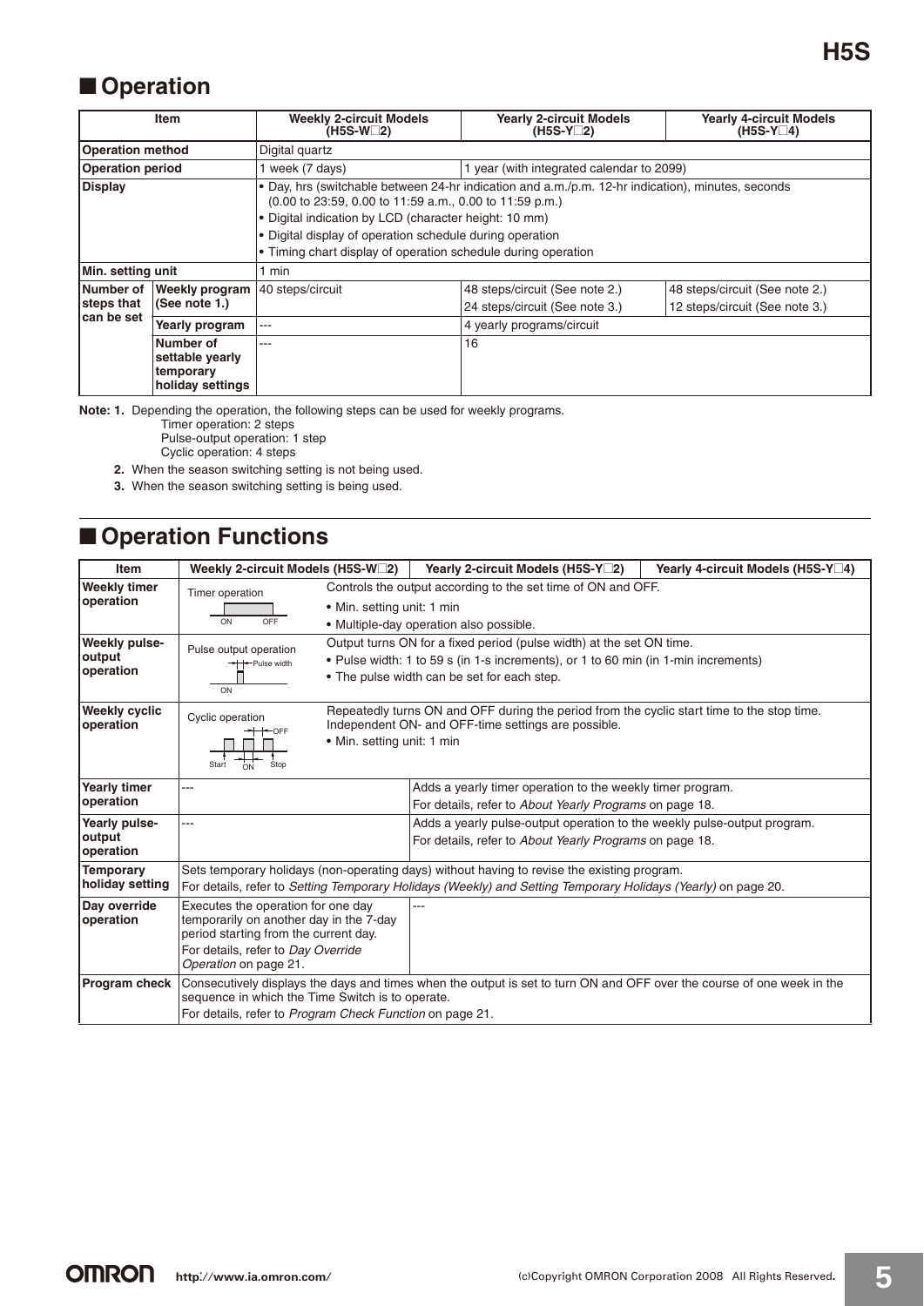## ■ Operation

| Item | | Weekly 2-circuit Models (H5S-W□2) | Yearly 2-circuit Models (H5S-Y□2) | Yearly 4-circuit Models (H5S-Y□4) |
|---|---|---|---|---|
| Operation method | | Digital quartz | | |
| Operation period | | 1 week (7 days) | 1 year (with integrated calendar to 2099) | |
| Display | | • Day, hrs (switchable between 24-hr indication and a.m./p.m. 12-hr indication), minutes, seconds (0.00 to 23:59, 0.00 to 11:59 a.m., 0.00 to 11:59 p.m.)<br>• Digital indication by LCD (character height: 10 mm)<br>• Digital display of operation schedule during operation<br>• Timing chart display of operation schedule during operation | | |
| Min. setting unit | | 1 min | | |
| Number of steps that can be set | Weekly program (See note 1.) | 40 steps/circuit | 48 steps/circuit (See note 2.)<br>24 steps/circuit (See note 3.) | 48 steps/circuit (See note 2.)<br>12 steps/circuit (See note 3.) |
| | Yearly program | --- | 4 yearly programs/circuit | |
| | Number of settable yearly temporary holiday settings | --- | 16 | |

**Note: 1.** Depending the operation, the following steps can be used for weekly programs.
Timer operation: 2 steps
Pulse-output operation: 1 step
Cyclic operation: 4 steps

**2.** When the season switching setting is not being used.

**3.** When the season switching setting is being used.

## ■ Operation Functions

| Item | Weekly 2-circuit Models (H5S-W□2) | Yearly 2-circuit Models (H5S-Y□2) | Yearly 4-circuit Models (H5S-Y□4) |
|---|---|---|---|
| Weekly timer operation | Timer operation (ON / OFF)<br>Controls the output according to the set time of ON and OFF.<br>• Min. setting unit: 1 min<br>• Multiple-day operation also possible. | | |
| Weekly pulse-output operation | Pulse output operation (ON, Pulse width)<br>Output turns ON for a fixed period (pulse width) at the set ON time.<br>• Pulse width: 1 to 59 s (in 1-s increments), or 1 to 60 min (in 1-min increments)<br>• The pulse width can be set for each step. | | |
| Weekly cyclic operation | Cyclic operation (Start, ON, OFF, Stop)<br>Repeatedly turns ON and OFF during the period from the cyclic start time to the stop time. Independent ON- and OFF-time settings are possible.<br>• Min. setting unit: 1 min | | |
| Yearly timer operation | --- | Adds a yearly timer operation to the weekly timer program.<br>For details, refer to *About Yearly Programs* on page 18. | |
| Yearly pulse-output operation | --- | Adds a yearly pulse-output operation to the weekly pulse-output program.<br>For details, refer to *About Yearly Programs* on page 18. | |
| Temporary holiday setting | Sets temporary holidays (non-operating days) without having to revise the existing program.<br>For details, refer to *Setting Temporary Holidays (Weekly)* and *Setting Temporary Holidays (Yearly)* on page 20. | | |
| Day override operation | Executes the operation for one day temporarily on another day in the 7-day period starting from the current day.<br>For details, refer to *Day Override Operation* on page 21. | --- | |
| Program check | Consecutively displays the days and times when the output is set to turn ON and OFF over the course of one week in the sequence in which the Time Switch is to operate.<br>For details, refer to *Program Check Function* on page 21. | | |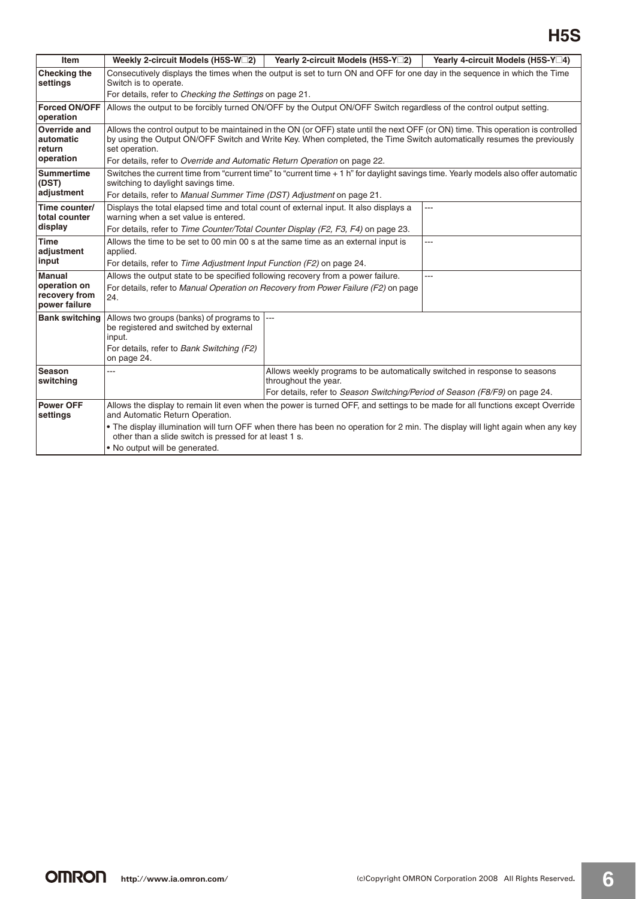| Item | Weekly 2-circuit Models (H5S-W□2) | Yearly 2-circuit Models (H5S-Y□2) | Yearly 4-circuit Models (H5S-Y□4) |
|---|---|---|---|
| **Checking the settings** | Consecutively displays the times when the output is set to turn ON and OFF for one day in the sequence in which the Time Switch is to operate.<br>For details, refer to *Checking the Settings* on page 21. | | |
| **Forced ON/OFF operation** | Allows the output to be forcibly turned ON/OFF by the Output ON/OFF Switch regardless of the control output setting. | | |
| **Override and automatic return operation** | Allows the control output to be maintained in the ON (or OFF) state until the next OFF (or ON) time. This operation is controlled by using the Output ON/OFF Switch and Write Key. When completed, the Time Switch automatically resumes the previously set operation.<br>For details, refer to *Override and Automatic Return Operation* on page 22. | | |
| **Summertime (DST) adjustment** | Switches the current time from "current time" to "current time + 1 h" for daylight savings time. Yearly models also offer automatic switching to daylight savings time.<br>For details, refer to *Manual Summer Time (DST) Adjustment* on page 21. | | |
| **Time counter/ total counter display** | Displays the total elapsed time and total count of external input. It also displays a warning when a set value is entered.<br>For details, refer to *Time Counter/Total Counter Display (F2, F3, F4)* on page 23. | | --- |
| **Time adjustment input** | Allows the time to be set to 00 min 00 s at the same time as an external input is applied.<br>For details, refer to *Time Adjustment Input Function (F2)* on page 24. | | --- |
| **Manual operation on recovery from power failure** | Allows the output state to be specified following recovery from a power failure.<br>For details, refer to *Manual Operation on Recovery from Power Failure (F2)* on page 24. | | --- |
| **Bank switching** | Allows two groups (banks) of programs to be registered and switched by external input.<br>For details, refer to *Bank Switching (F2)* on page 24. | --- | |
| **Season switching** | --- | Allows weekly programs to be automatically switched in response to seasons throughout the year.<br>For details, refer to *Season Switching/Period of Season (F8/F9)* on page 24. | |
| **Power OFF settings** | Allows the display to remain lit even when the power is turned OFF, and settings to be made for all functions except Override and Automatic Return Operation.<br>• The display illumination will turn OFF when there has been no operation for 2 min. The display will light again when any key other than a slide switch is pressed for at least 1 s.<br>• No output will be generated. | | |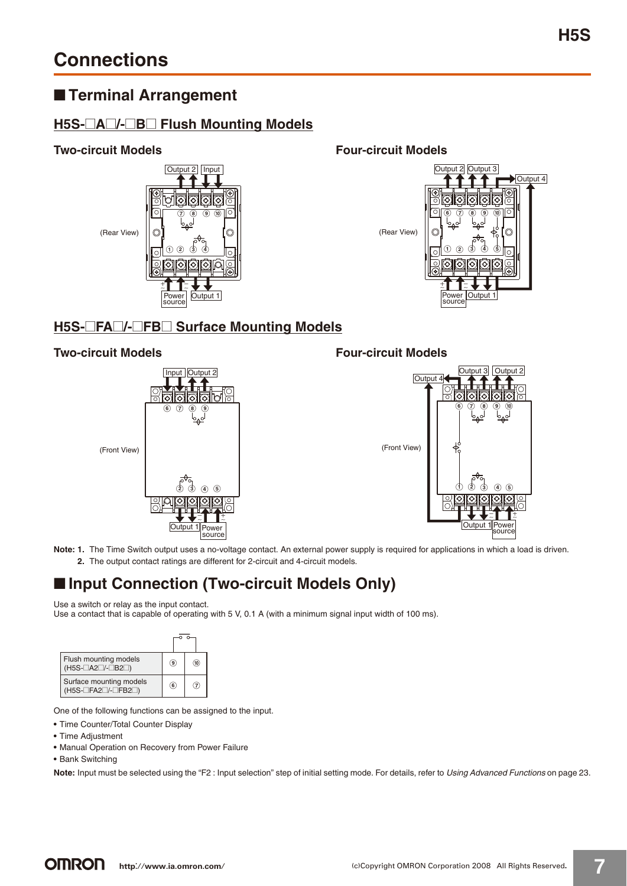# Connections

## ■ Terminal Arrangement

### H5S-□A□/-□B□ Flush Mounting Models

**Two-circuit Models**

Output 2 Input

(Rear View)

⑦ ⑧ ⑨ ⑩

① ② ③ ④

Power source Output 1

**Four-circuit Models**

Output 2 Output 3 Output 4

(Rear View)

⑥ ⑦ ⑧ ⑨ ⑩

① ② ③ ④ ⑤

Power source Output 1

### H5S-□FA□/-□FB□ Surface Mounting Models

**Two-circuit Models**

Input Output 2

⑥ ⑦ ⑧ ⑨

(Front View)

② ③ ④ ⑤

Output 1 Power source

**Four-circuit Models**

Output 4 Output 3 Output 2

⑥ ⑦ ⑧ ⑨ ⑩

(Front View)

① ② ③ ④ ⑤

Output 1 Power source

**Note: 1.** The Time Switch output uses a no-voltage contact. An external power supply is required for applications in which a load is driven.

**2.** The output contact ratings are different for 2-circuit and 4-circuit models.

## ■ Input Connection (Two-circuit Models Only)

Use a switch or relay as the input contact.
Use a contact that is capable of operating with 5 V, 0.1 A (with a minimum signal input width of 100 ms).

| | | |
|---|---|---|
| Flush mounting models (H5S-□A2□/-□B2□) | ⑨ | ⑩ |
| Surface mounting models (H5S-□FA2□/-□FB2□) | ⑥ | ⑦ |

One of the following functions can be assigned to the input.

- Time Counter/Total Counter Display
- Time Adjustment
- Manual Operation on Recovery from Power Failure
- Bank Switching

**Note:** Input must be selected using the "F2 : Input selection" step of initial setting mode. For details, refer to *Using Advanced Functions* on page 23.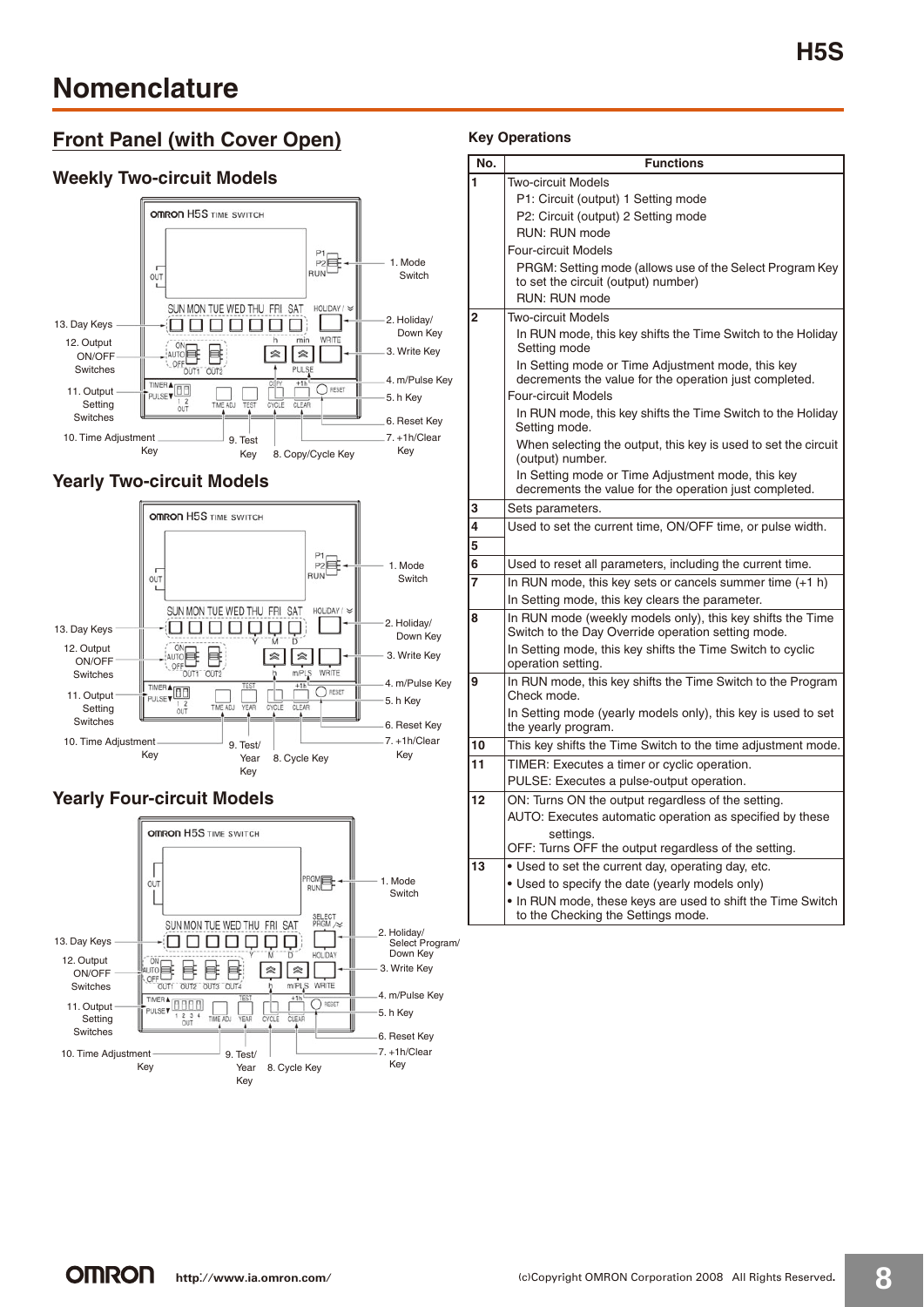# Nomenclature

## Front Panel (with Cover Open)

### Weekly Two-circuit Models

1. Mode Switch
2. Holiday/Down Key
3. Write Key
4. m/Pulse Key
5. h Key
6. Reset Key
7. +1h/Clear Key
8. Copy/Cycle Key
9. Test Key
10. Time Adjustment Key
11. Output Setting Switches
12. Output ON/OFF Switches
13. Day Keys

### Yearly Two-circuit Models

1. Mode Switch
2. Holiday/Down Key
3. Write Key
4. m/Pulse Key
5. h Key
6. Reset Key
7. +1h/Clear Key
8. Cycle Key
9. Test/Year Key
10. Time Adjustment Key
11. Output Setting Switches
12. Output ON/OFF Switches
13. Day Keys

### Yearly Four-circuit Models

1. Mode Switch
2. Holiday/Select Program/Down Key
3. Write Key
4. m/Pulse Key
5. h Key
6. Reset Key
7. +1h/Clear Key
8. Cycle Key
9. Test/Year Key
10. Time Adjustment Key
11. Output Setting Switches
12. Output ON/OFF Switches
13. Day Keys

**Key Operations**

| No. | Functions |
|---|---|
| 1 | Two-circuit Models<br>P1: Circuit (output) 1 Setting mode<br>P2: Circuit (output) 2 Setting mode<br>RUN: RUN mode<br>Four-circuit Models<br>PRGM: Setting mode (allows use of the Select Program Key to set the circuit (output) number)<br>RUN: RUN mode |
| 2 | Two-circuit Models<br>In RUN mode, this key shifts the Time Switch to the Holiday Setting mode<br>In Setting mode or Time Adjustment mode, this key decrements the value for the operation just completed.<br>Four-circuit Models<br>In RUN mode, this key shifts the Time Switch to the Holiday Setting mode.<br>When selecting the output, this key is used to set the circuit (output) number.<br>In Setting mode or Time Adjustment mode, this key decrements the value for the operation just completed. |
| 3 | Sets parameters. |
| 4 | Used to set the current time, ON/OFF time, or pulse width. |
| 5 | |
| 6 | Used to reset all parameters, including the current time. |
| 7 | In RUN mode, this key sets or cancels summer time (+1 h)<br>In Setting mode, this key clears the parameter. |
| 8 | In RUN mode (weekly models only), this key shifts the Time Switch to the Day Override operation setting mode.<br>In Setting mode, this key shifts the Time Switch to cyclic operation setting. |
| 9 | In RUN mode, this key shifts the Time Switch to the Program Check mode.<br>In Setting mode (yearly models only), this key is used to set the yearly program. |
| 10 | This key shifts the Time Switch to the time adjustment mode. |
| 11 | TIMER: Executes a timer or cyclic operation.<br>PULSE: Executes a pulse-output operation. |
| 12 | ON: Turns ON the output regardless of the setting.<br>AUTO: Executes automatic operation as specified by these settings.<br>OFF: Turns OFF the output regardless of the setting. |
| 13 | • Used to set the current day, operating day, etc.<br>• Used to specify the date (yearly models only)<br>• In RUN mode, these keys are used to shift the Time Switch to the Checking the Settings mode. |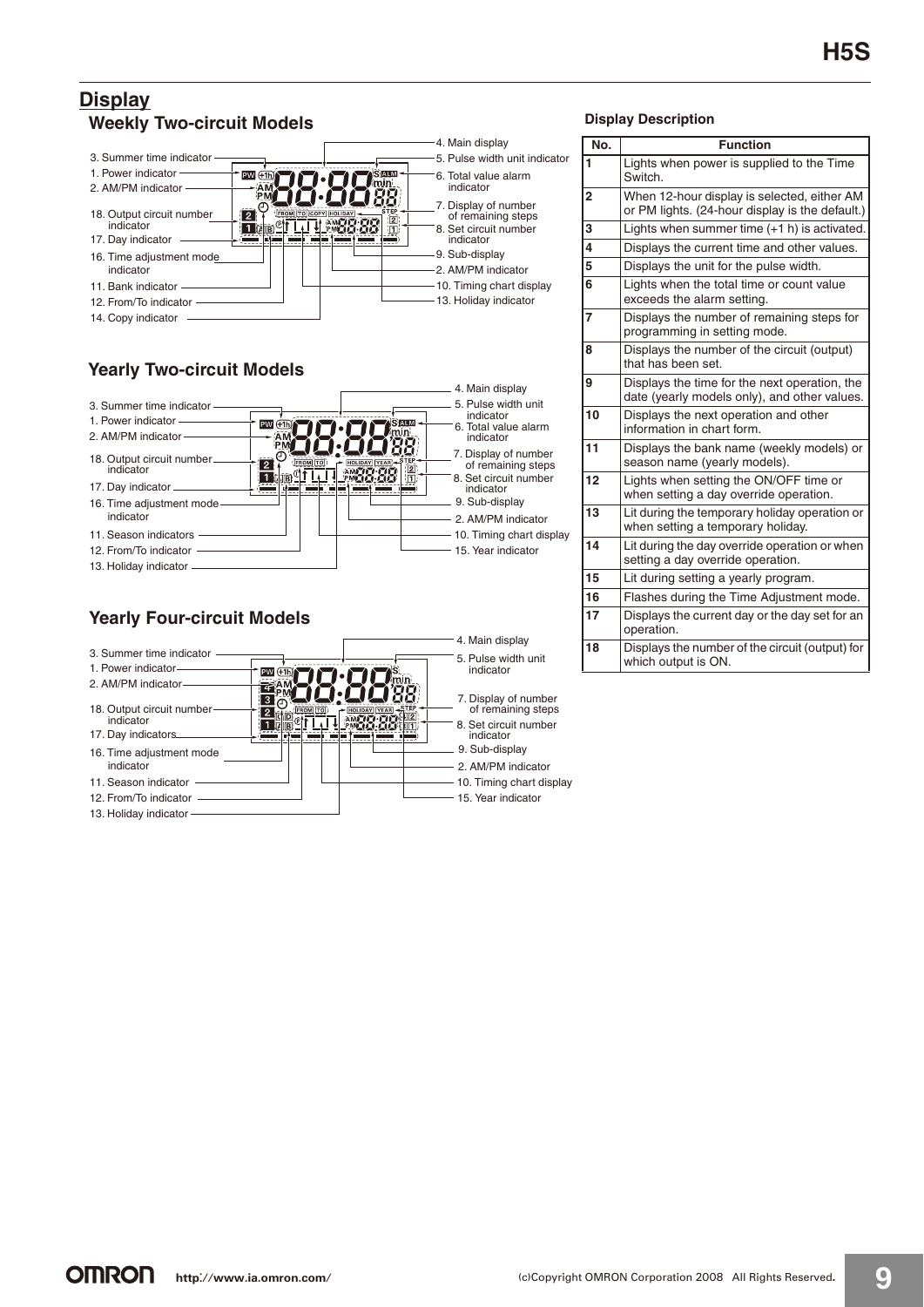## Display

### Weekly Two-circuit Models

3. Summer time indicator
1. Power indicator
2. AM/PM indicator
18. Output circuit number indicator
17. Day indicator
16. Time adjustment mode indicator
11. Bank indicator
12. From/To indicator
14. Copy indicator
4. Main display
5. Pulse width unit indicator
6. Total value alarm indicator
7. Display of number of remaining steps
8. Set circuit number indicator
9. Sub-display
2. AM/PM indicator
10. Timing chart display
13. Holiday indicator

### Yearly Two-circuit Models

3. Summer time indicator
1. Power indicator
2. AM/PM indicator
18. Output circuit number indicator
17. Day indicator
16. Time adjustment mode indicator
11. Season indicators
12. From/To indicator
13. Holiday indicator
4. Main display
5. Pulse width unit indicator
6. Total value alarm indicator
7. Display of number of remaining steps
8. Set circuit number indicator
9. Sub-display
2. AM/PM indicator
10. Timing chart display
15. Year indicator

### Yearly Four-circuit Models

3. Summer time indicator
1. Power indicator
2. AM/PM indicator
18. Output circuit number indicator
17. Day indicators
16. Time adjustment mode indicator
11. Season indicator
12. From/To indicator
13. Holiday indicator
4. Main display
5. Pulse width unit indicator
7. Display of number of remaining steps
8. Set circuit number indicator
9. Sub-display
2. AM/PM indicator
10. Timing chart display
15. Year indicator

#### Display Description

| No. | Function |
|---|---|
| 1 | Lights when power is supplied to the Time Switch. |
| 2 | When 12-hour display is selected, either AM or PM lights. (24-hour display is the default.) |
| 3 | Lights when summer time (+1 h) is activated. |
| 4 | Displays the current time and other values. |
| 5 | Displays the unit for the pulse width. |
| 6 | Lights when the total time or count value exceeds the alarm setting. |
| 7 | Displays the number of remaining steps for programming in setting mode. |
| 8 | Displays the number of the circuit (output) that has been set. |
| 9 | Displays the time for the next operation, the date (yearly models only), and other values. |
| 10 | Displays the next operation and other information in chart form. |
| 11 | Displays the bank name (weekly models) or season name (yearly models). |
| 12 | Lights when setting the ON/OFF time or when setting a day override operation. |
| 13 | Lit during the temporary holiday operation or when setting a temporary holiday. |
| 14 | Lit during the day override operation or when setting a day override operation. |
| 15 | Lit during setting a yearly program. |
| 16 | Flashes during the Time Adjustment mode. |
| 17 | Displays the current day or the day set for an operation. |
| 18 | Displays the number of the circuit (output) for which output is ON. |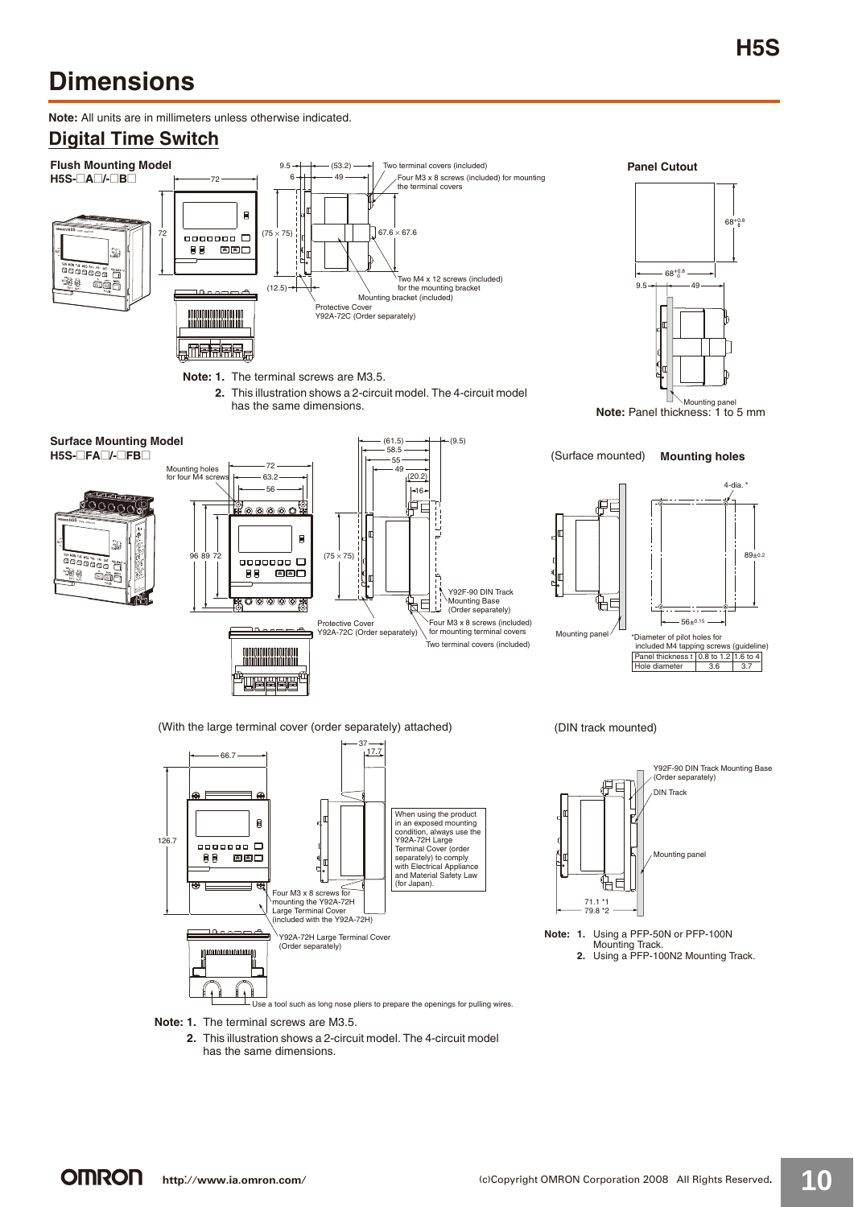# Dimensions

**Note:** All units are in millimeters unless otherwise indicated.

## Digital Time Switch

### Flush Mounting Model

**H5S-□A□/-□B□**

72

72

9.5

6

(53.2)

49

Two terminal covers (included)

Four M3 x 8 screws (included) for mounting the terminal covers

(75 × 75)

67.6 × 67.6

(12.5)

Two M4 x 12 screws (included) for the mounting bracket

Mounting bracket (included)

Protective Cover Y92A-72C (Order separately)

**Note: 1.** The terminal screws are M3.5.

**2.** This illustration shows a 2-circuit model. The 4-circuit model has the same dimensions.

### Panel Cutout

$68^{+0.8}_{0}$

$68^{+0.8}_{0}$

9.5

49

Mounting panel

**Note:** Panel thickness: 1 to 5 mm

### Surface Mounting Model

**H5S-□FA□/-□FB□**

Mounting holes for four M4 screws

72

63.2

56

96 89 72

(61.5)

58.5

55

49

(9.5)

(20.2)

16

(75 × 75)

Y92F-90 DIN Track Mounting Base (Order separately)

Protective Cover Y92A-72C (Order separately)

Four M3 x 8 screws (included) for mounting terminal covers

Two terminal covers (included)

(Surface mounted) **Mounting holes**

4-dia. *

89±0.2

56±0.15

Mounting panel

*Diameter of pilot holes for included M4 tapping screws (guideline)

| Panel thickness t | 0.8 to 1.2 | 1.6 to 4 |
|---|---|---|
| Hole diameter | 3.6 | 3.7 |

(With the large terminal cover (order separately) attached)

66.7

126.7

37

17.7

When using the product in an exposed mounting condition, always use the Y92A-72H Large Terminal Cover (order separately) to comply with Electrical Appliance and Material Safety Law (for Japan).

Four M3 x 8 screws for mounting the Y92A-72H Large Terminal Cover (included with the Y92A-72H)

Y92A-72H Large Terminal Cover (Order separately)

Use a tool such as long nose pliers to prepare the openings for pulling wires.

**Note: 1.** The terminal screws are M3.5.

**2.** This illustration shows a 2-circuit model. The 4-circuit model has the same dimensions.

(DIN track mounted)

Y92F-90 DIN Track Mounting Base (Order separately)

DIN Track

Mounting panel

71.1 *1

79.8 *2

**Note: 1.** Using a PFP-50N or PFP-100N Mounting Track.

**2.** Using a PFP-100N2 Mounting Track.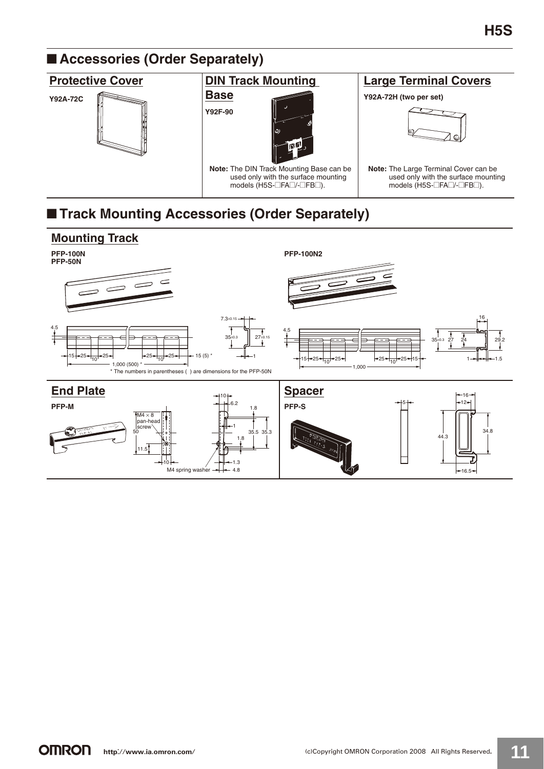## ■ Accessories (Order Separately)

### Protective Cover

**Y92A-72C**

### DIN Track Mounting Base

**Y92F-90**

**Note:** The DIN Track Mounting Base can be used only with the surface mounting models (H5S-□FA□/-□FB□).

### Large Terminal Covers

**Y92A-72H (two per set)**

**Note:** The Large Terminal Cover can be used only with the surface mounting models (H5S-□FA□/-□FB□).

## ■ Track Mounting Accessories (Order Separately)

### Mounting Track

**PFP-100N**
**PFP-50N**

**PFP-100N2**

* The numbers in parentheses ( ) are dimensions for the PFP-50N

### End Plate

**PFP-M**

### Spacer

**PFP-S**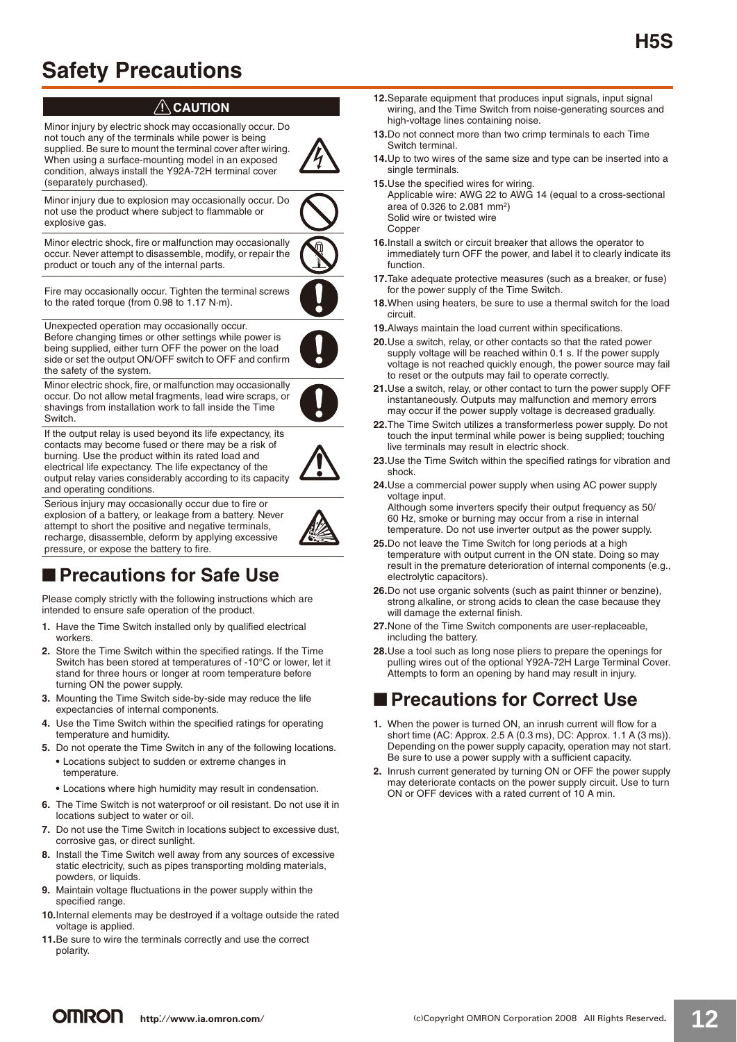# Safety Precautions

**⚠ CAUTION**

Minor injury by electric shock may occasionally occur. Do not touch any of the terminals while power is being supplied. Be sure to mount the terminal cover after wiring. When using a surface-mounting model in an exposed condition, always install the Y92A-72H terminal cover (separately purchased).

Minor injury due to explosion may occasionally occur. Do not use the product where subject to flammable or explosive gas.

Minor electric shock, fire or malfunction may occasionally occur. Never attempt to disassemble, modify, or repair the product or touch any of the internal parts.

Fire may occasionally occur. Tighten the terminal screws to the rated torque (from 0.98 to 1.17 N·m).

Unexpected operation may occasionally occur. Before changing times or other settings while power is being supplied, either turn OFF the power on the load side or set the output ON/OFF switch to OFF and confirm the safety of the system.

Minor electric shock, fire, or malfunction may occasionally occur. Do not allow metal fragments, lead wire scraps, or shavings from installation work to fall inside the Time Switch.

If the output relay is used beyond its life expectancy, its contacts may become fused or there may be a risk of burning. Use the product within its rated load and electrical life expectancy. The life expectancy of the output relay varies considerably according to its capacity and operating conditions.

Serious injury may occasionally occur due to fire or explosion of a battery, or leakage from a battery. Never attempt to short the positive and negative terminals, recharge, disassemble, deform by applying excessive pressure, or expose the battery to fire.

## ■ Precautions for Safe Use

Please comply strictly with the following instructions which are intended to ensure safe operation of the product.

1. Have the Time Switch installed only by qualified electrical workers.
2. Store the Time Switch within the specified ratings. If the Time Switch has been stored at temperatures of -10°C or lower, let it stand for three hours or longer at room temperature before turning ON the power supply.
3. Mounting the Time Switch side-by-side may reduce the life expectancies of internal components.
4. Use the Time Switch within the specified ratings for operating temperature and humidity.
5. Do not operate the Time Switch in any of the following locations.
   - Locations subject to sudden or extreme changes in temperature.
   - Locations where high humidity may result in condensation.
6. The Time Switch is not waterproof or oil resistant. Do not use it in locations subject to water or oil.
7. Do not use the Time Switch in locations subject to excessive dust, corrosive gas, or direct sunlight.
8. Install the Time Switch well away from any sources of excessive static electricity, such as pipes transporting molding materials, powders, or liquids.
9. Maintain voltage fluctuations in the power supply within the specified range.
10. Internal elements may be destroyed if a voltage outside the rated voltage is applied.
11. Be sure to wire the terminals correctly and use the correct polarity.
12. Separate equipment that produces input signals, input signal wiring, and the Time Switch from noise-generating sources and high-voltage lines containing noise.
13. Do not connect more than two crimp terminals to each Time Switch terminal.
14. Up to two wires of the same size and type can be inserted into a single terminals.
15. Use the specified wires for wiring.
    Applicable wire: AWG 22 to AWG 14 (equal to a cross-sectional area of 0.326 to 2.081 mm$^2$)
    Solid wire or twisted wire
    Copper
16. Install a switch or circuit breaker that allows the operator to immediately turn OFF the power, and label it to clearly indicate its function.
17. Take adequate protective measures (such as a breaker, or fuse) for the power supply of the Time Switch.
18. When using heaters, be sure to use a thermal switch for the load circuit.
19. Always maintain the load current within specifications.
20. Use a switch, relay, or other contacts so that the rated power supply voltage will be reached within 0.1 s. If the power supply voltage is not reached quickly enough, the power source may fail to reset or the outputs may fail to operate correctly.
21. Use a switch, relay, or other contact to turn the power supply OFF instantaneously. Outputs may malfunction and memory errors may occur if the power supply voltage is decreased gradually.
22. The Time Switch utilizes a transformerless power supply. Do not touch the input terminal while power is being supplied; touching live terminals may result in electric shock.
23. Use the Time Switch within the specified ratings for vibration and shock.
24. Use a commercial power supply when using AC power supply voltage input.
    Although some inverters specify their output frequency as 50/60 Hz, smoke or burning may occur from a rise in internal temperature. Do not use inverter output as the power supply.
25. Do not leave the Time Switch for long periods at a high temperature with output current in the ON state. Doing so may result in the premature deterioration of internal components (e.g., electrolytic capacitors).
26. Do not use organic solvents (such as paint thinner or benzine), strong alkaline, or strong acids to clean the case because they will damage the external finish.
27. None of the Time Switch components are user-replaceable, including the battery.
28. Use a tool such as long nose pliers to prepare the openings for pulling wires out of the optional Y92A-72H Large Terminal Cover. Attempts to form an opening by hand may result in injury.

## ■ Precautions for Correct Use

1. When the power is turned ON, an inrush current will flow for a short time (AC: Approx. 2.5 A (0.3 ms), DC: Approx. 1.1 A (3 ms)). Depending on the power supply capacity, operation may not start. Be sure to use a power supply with a sufficient capacity.
2. Inrush current generated by turning ON or OFF the power supply may deteriorate contacts on the power supply circuit. Use to turn ON or OFF devices with a rated current of 10 A min.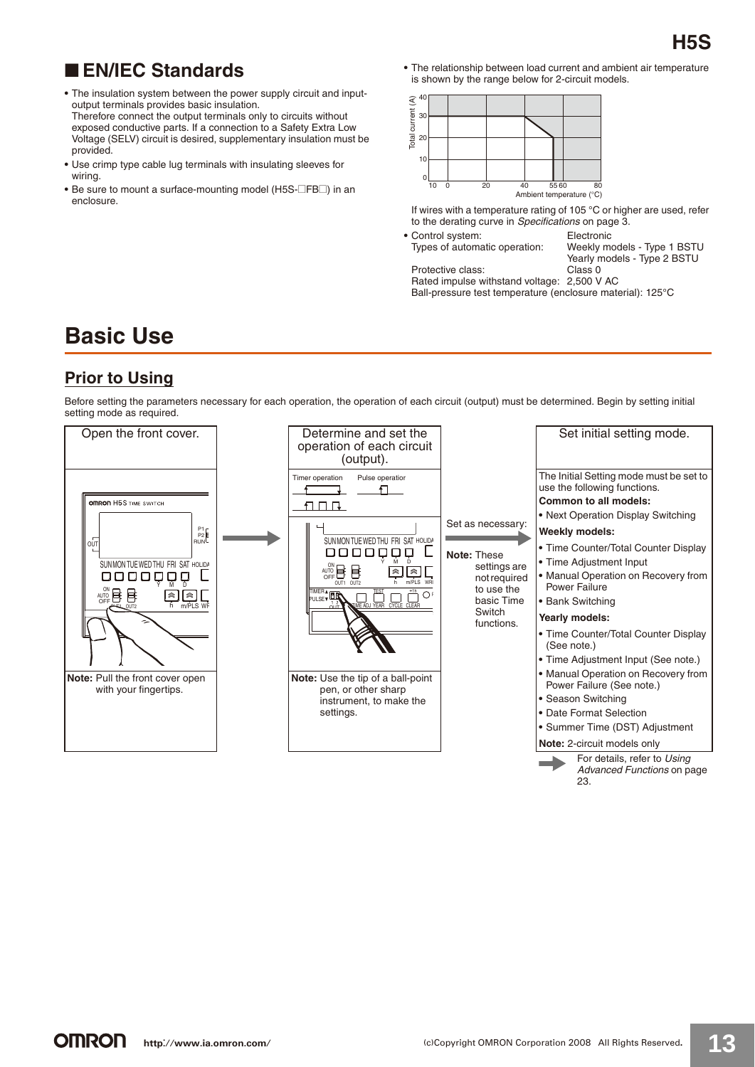## ■ EN/IEC Standards

- The insulation system between the power supply circuit and input-output terminals provides basic insulation.
  Therefore connect the output terminals only to circuits without exposed conductive parts. If a connection to a Safety Extra Low Voltage (SELV) circuit is desired, supplementary insulation must be provided.
- Use crimp type cable lug terminals with insulating sleeves for wiring.
- Be sure to mount a surface-mounting model (H5S-□FB□) in an enclosure.
- The relationship between load current and ambient air temperature is shown by the range below for 2-circuit models.

Total current (A)
Ambient temperature (°C)

If wires with a temperature rating of 105 °C or higher are used, refer to the derating curve in *Specifications* on page 3.

- Control system: Electronic
  Types of automatic operation: Weekly models - Type 1 BSTU
  Yearly models - Type 2 BSTU
  Protective class: Class 0
  Rated impulse withstand voltage: 2,500 V AC
  Ball-pressure test temperature (enclosure material): 125°C

# Basic Use

## Prior to Using

Before setting the parameters necessary for each operation, the operation of each circuit (output) must be determined. Begin by setting initial setting mode as required.

**Open the front cover.**

**Note:** Pull the front cover open with your fingertips.

**Determine and set the operation of each circuit (output).**

Timer operation / Pulse operation

**Note:** Use the tip of a ball-point pen, or other sharp instrument, to make the settings.

Set as necessary:

**Note:** These settings are not required to use the basic Time Switch functions.

**Set initial setting mode.**

The Initial Setting mode must be set to use the following functions.

**Common to all models:**
- Next Operation Display Switching

**Weekly models:**
- Time Counter/Total Counter Display
- Time Adjustment Input
- Manual Operation on Recovery from Power Failure
- Bank Switching

**Yearly models:**
- Time Counter/Total Counter Display (See note.)
- Time Adjustment Input (See note.)
- Manual Operation on Recovery from Power Failure (See note.)
- Season Switching
- Date Format Selection
- Summer Time (DST) Adjustment

**Note:** 2-circuit models only

For details, refer to *Using Advanced Functions* on page 23.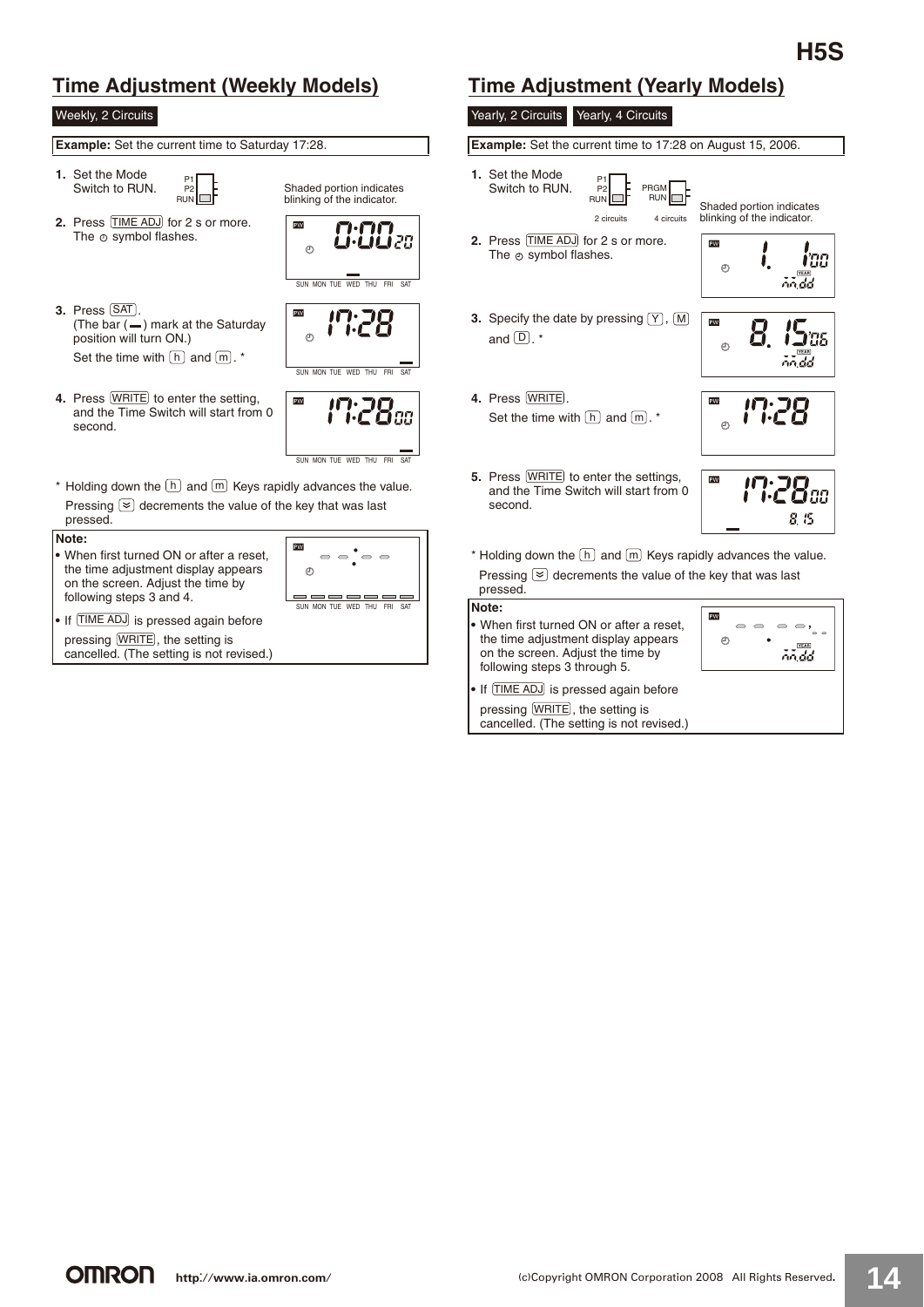## Time Adjustment (Weekly Models)

Weekly, 2 Circuits

**Example:** Set the current time to Saturday 17:28.

1. Set the Mode Switch to RUN.

   Shaded portion indicates blinking of the indicator.

2. Press [TIME ADJ] for 2 s or more. The ⊙ symbol flashes.

3. Press [SAT]. (The bar (▬) mark at the Saturday position will turn ON.) Set the time with [h] and [m]. *

4. Press [WRITE] to enter the setting, and the Time Switch will start from 0 second.

\* Holding down the [h] and [m] Keys rapidly advances the value. Pressing [⌄] decrements the value of the key that was last pressed.

**Note:**

- When first turned ON or after a reset, the time adjustment display appears on the screen. Adjust the time by following steps 3 and 4.
- If [TIME ADJ] is pressed again before pressing [WRITE], the setting is cancelled. (The setting is not revised.)

## Time Adjustment (Yearly Models)

Yearly, 2 Circuits Yearly, 4 Circuits

**Example:** Set the current time to 17:28 on August 15, 2006.

1. Set the Mode Switch to RUN.

   2 circuits 4 circuits

   Shaded portion indicates blinking of the indicator.

2. Press [TIME ADJ] for 2 s or more. The ⊙ symbol flashes.

3. Specify the date by pressing [Y], [M] and [D]. *

4. Press [WRITE]. Set the time with [h] and [m]. *

5. Press [WRITE] to enter the settings, and the Time Switch will start from 0 second.

\* Holding down the [h] and [m] Keys rapidly advances the value. Pressing [⌄] decrements the value of the key that was last pressed.

**Note:**

- When first turned ON or after a reset, the time adjustment display appears on the screen. Adjust the time by following steps 3 through 5.
- If [TIME ADJ] is pressed again before pressing [WRITE], the setting is cancelled. (The setting is not revised.)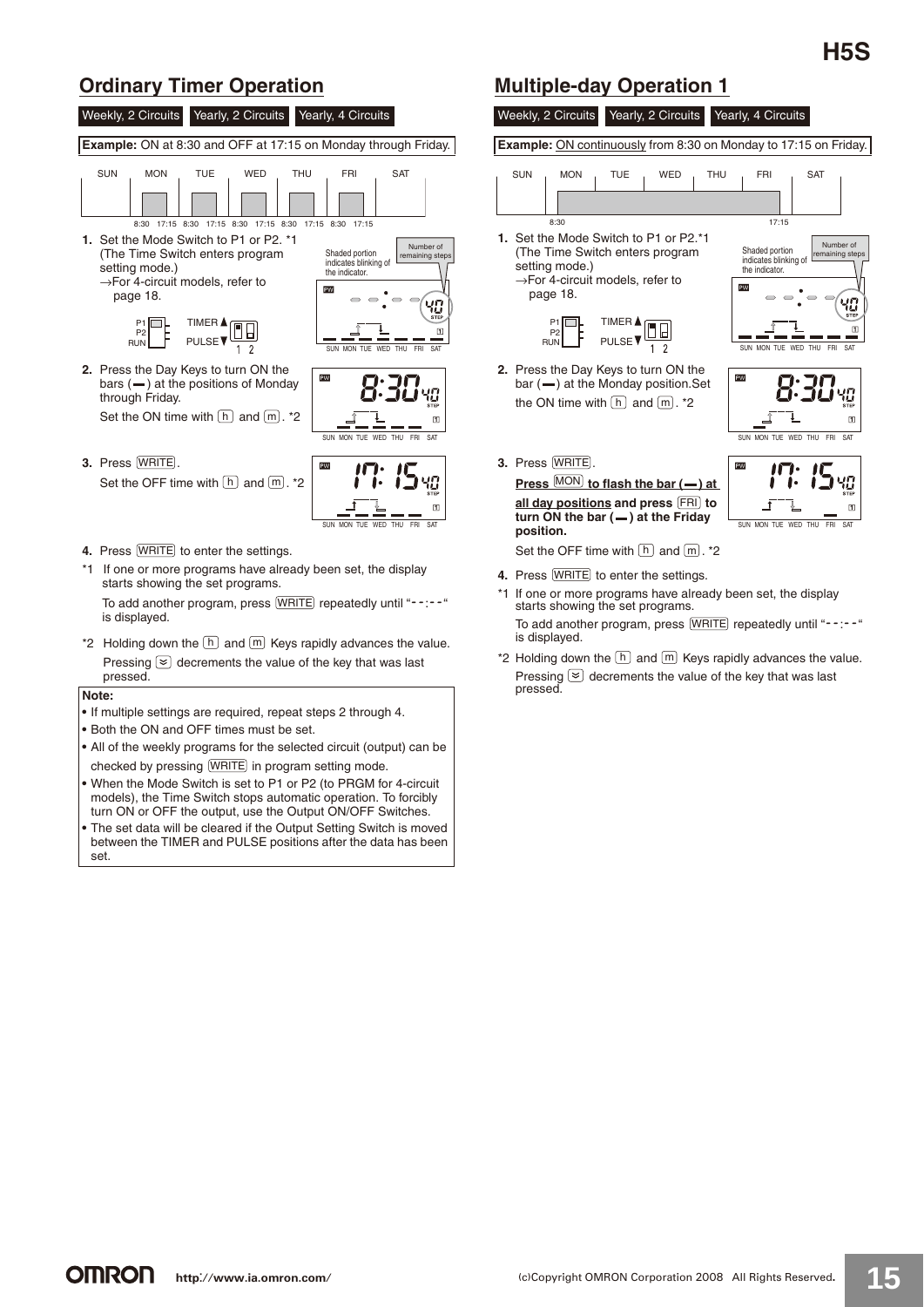## Ordinary Timer Operation

Weekly, 2 Circuits | Yearly, 2 Circuits | Yearly, 4 Circuits

**Example:** ON at 8:30 and OFF at 17:15 on Monday through Friday.

1. Set the Mode Switch to P1 or P2. *1 (The Time Switch enters program setting mode.)
   →For 4-circuit models, refer to page 18.
2. Press the Day Keys to turn ON the bars (▬) at the positions of Monday through Friday.
   Set the ON time with [h] and [m]. *2
3. Press [WRITE].
   Set the OFF time with [h] and [m]. *2
4. Press [WRITE] to enter the settings.

*1 If one or more programs have already been set, the display starts showing the set programs.
To add another program, press [WRITE] repeatedly until "--:--" is displayed.

*2 Holding down the [h] and [m] Keys rapidly advances the value.
Pressing [≚] decrements the value of the key that was last pressed.

**Note:**

- If multiple settings are required, repeat steps 2 through 4.
- Both the ON and OFF times must be set.
- All of the weekly programs for the selected circuit (output) can be checked by pressing [WRITE] in program setting mode.
- When the Mode Switch is set to P1 or P2 (to PRGM for 4-circuit models), the Time Switch stops automatic operation. To forcibly turn ON or OFF the output, use the Output ON/OFF Switches.
- The set data will be cleared if the Output Setting Switch is moved between the TIMER and PULSE positions after the data has been set.

## Multiple-day Operation 1

Weekly, 2 Circuits | Yearly, 2 Circuits | Yearly, 4 Circuits

**Example:** ON continuously from 8:30 on Monday to 17:15 on Friday.

1. Set the Mode Switch to P1 or P2.*1 (The Time Switch enters program setting mode.)
   →For 4-circuit models, refer to page 18.
2. Press the Day Keys to turn ON the bar (▬) at the Monday position.Set the ON time with [h] and [m]. *2
3. Press [WRITE].
   **Press [MON] to flash the bar (▬) at all day positions and press [FRI] to turn ON the bar (▬) at the Friday position.**
   Set the OFF time with [h] and [m]. *2
4. Press [WRITE] to enter the settings.

*1 If one or more programs have already been set, the display starts showing the set programs.
To add another program, press [WRITE] repeatedly until "--:--" is displayed.

*2 Holding down the [h] and [m] Keys rapidly advances the value.
Pressing [≚] decrements the value of the key that was last pressed.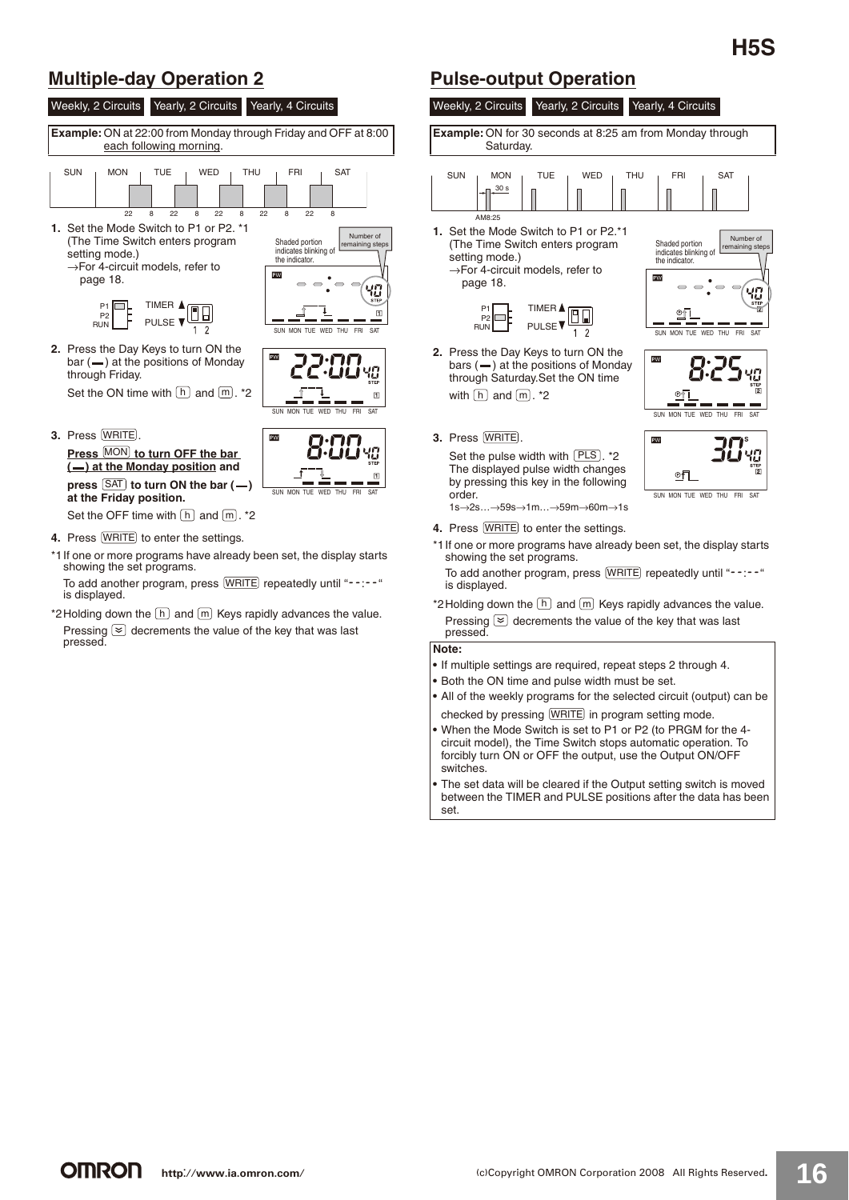## Multiple-day Operation 2

Weekly, 2 Circuits | Yearly, 2 Circuits | Yearly, 4 Circuits

**Example:** ON at 22:00 from Monday through Friday and OFF at 8:00 each following morning.

1. Set the Mode Switch to P1 or P2. *1
   (The Time Switch enters program setting mode.)
   →For 4-circuit models, refer to page 18.

2. Press the Day Keys to turn ON the bar (▬) at the positions of Monday through Friday.
   Set the ON time with [h] and [m]. *2

3. Press [WRITE].
   **Press [MON] to turn OFF the bar (▬) at the Monday position and press [SAT] to turn ON the bar (▬) at the Friday position.**
   Set the OFF time with [h] and [m]. *2

4. Press [WRITE] to enter the settings.

*1 If one or more programs have already been set, the display starts showing the set programs.
To add another program, press [WRITE] repeatedly until "--:--" is displayed.

*2 Holding down the [h] and [m] Keys rapidly advances the value.
Pressing [≚] decrements the value of the key that was last pressed.

## Pulse-output Operation

Weekly, 2 Circuits | Yearly, 2 Circuits | Yearly, 4 Circuits

**Example:** ON for 30 seconds at 8:25 am from Monday through Saturday.

1. Set the Mode Switch to P1 or P2.*1
   (The Time Switch enters program setting mode.)
   →For 4-circuit models, refer to page 18.

2. Press the Day Keys to turn ON the bars (▬) at the positions of Monday through Saturday.Set the ON time with [h] and [m]. *2

3. Press [WRITE].
   Set the pulse width with [PLS]. *2
   The displayed pulse width changes by pressing this key in the following order.
   1s→2s…→59s→1m…→59m→60m→1s

4. Press [WRITE] to enter the settings.

*1 If one or more programs have already been set, the display starts showing the set programs.
To add another program, press [WRITE] repeatedly until "--:--" is displayed.

*2 Holding down the [h] and [m] Keys rapidly advances the value.
Pressing [≚] decrements the value of the key that was last pressed.

**Note:**

- If multiple settings are required, repeat steps 2 through 4.
- Both the ON time and pulse width must be set.
- All of the weekly programs for the selected circuit (output) can be checked by pressing [WRITE] in program setting mode.
- When the Mode Switch is set to P1 or P2 (to PRGM for the 4-circuit model), the Time Switch stops automatic operation. To forcibly turn ON or OFF the output, use the Output ON/OFF switches.
- The set data will be cleared if the Output setting switch is moved between the TIMER and PULSE positions after the data has been set.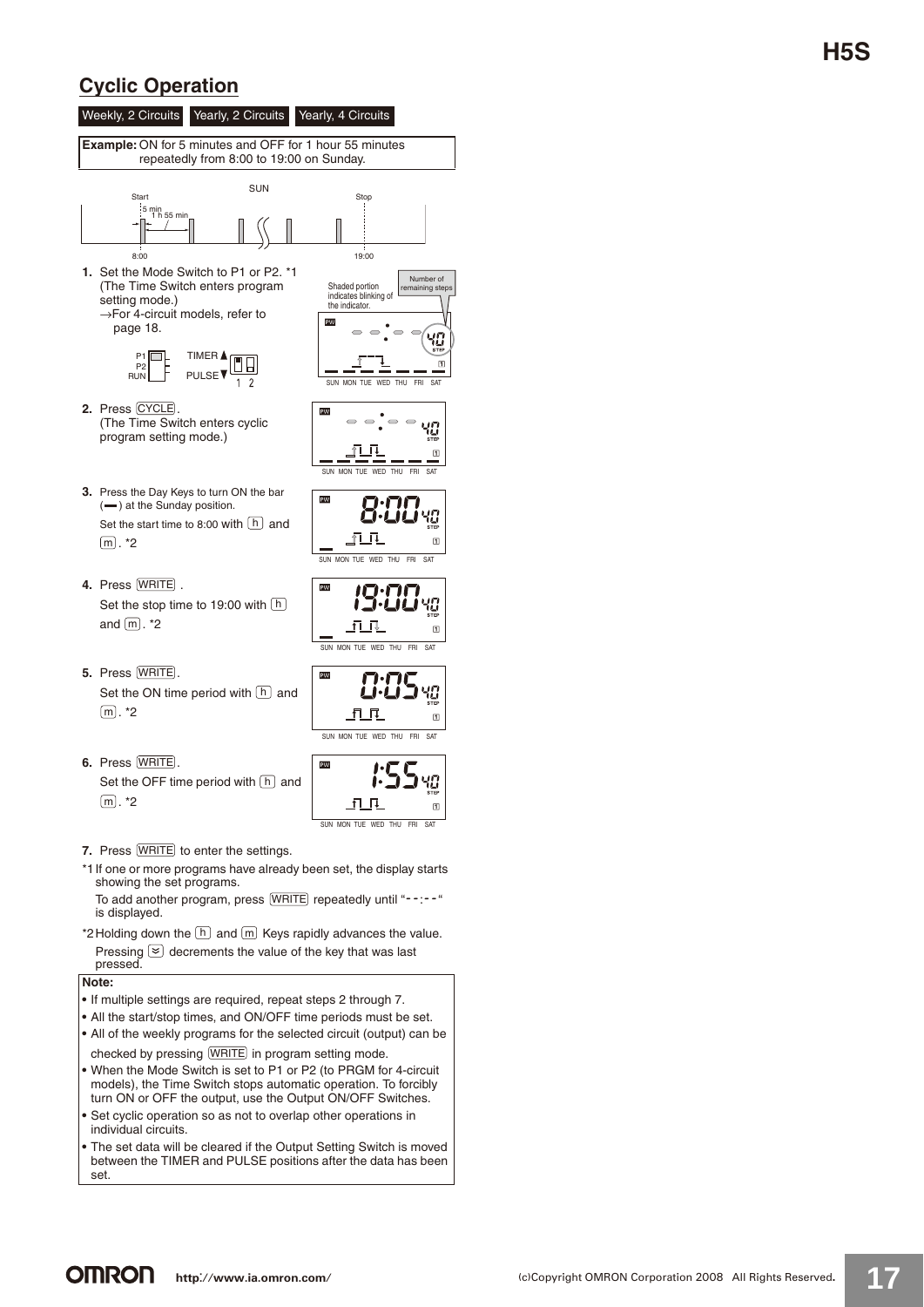## Cyclic Operation

Weekly, 2 Circuits | Yearly, 2 Circuits | Yearly, 4 Circuits

**Example:** ON for 5 minutes and OFF for 1 hour 55 minutes repeatedly from 8:00 to 19:00 on Sunday.

1. Set the Mode Switch to P1 or P2. *1
   (The Time Switch enters program setting mode.)
   →For 4-circuit models, refer to page 18.

2. Press CYCLE.
   (The Time Switch enters cyclic program setting mode.)

3. Press the Day Keys to turn ON the bar (▬) at the Sunday position.
   Set the start time to 8:00 with h and m. *2

4. Press WRITE.
   Set the stop time to 19:00 with h and m. *2

5. Press WRITE.
   Set the ON time period with h and m. *2

6. Press WRITE.
   Set the OFF time period with h and m. *2

7. Press WRITE to enter the settings.

*1 If one or more programs have already been set, the display starts showing the set programs.
To add another program, press WRITE repeatedly until "--:--" is displayed.

*2 Holding down the h and m Keys rapidly advances the value.
Pressing ⊻ decrements the value of the key that was last pressed.

**Note:**

- If multiple settings are required, repeat steps 2 through 7.
- All the start/stop times, and ON/OFF time periods must be set.
- All of the weekly programs for the selected circuit (output) can be checked by pressing WRITE in program setting mode.
- When the Mode Switch is set to P1 or P2 (to PRGM for 4-circuit models), the Time Switch stops automatic operation. To forcibly turn ON or OFF the output, use the Output ON/OFF Switches.
- Set cyclic operation so as not to overlap other operations in individual circuits.
- The set data will be cleared if the Output Setting Switch is moved between the TIMER and PULSE positions after the data has been set.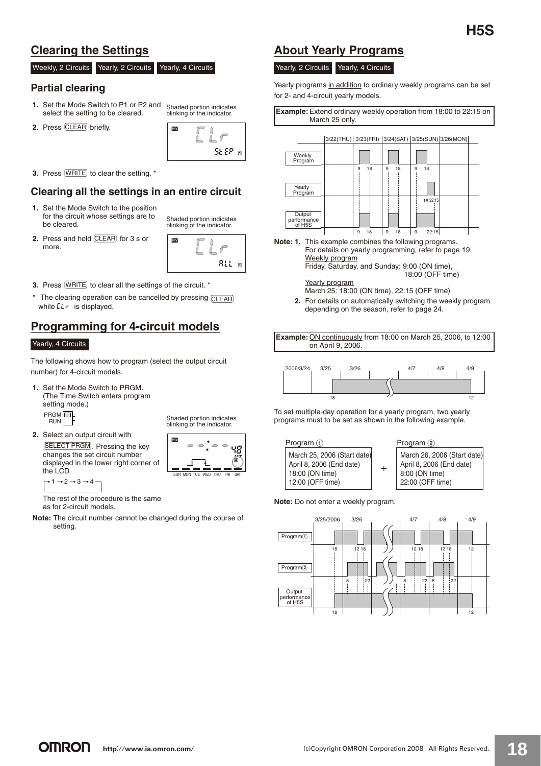## Clearing the Settings

Weekly, 2 Circuits | Yearly, 2 Circuits | Yearly, 4 Circuits

### Partial clearing

1. Set the Mode Switch to P1 or P2 and select the setting to be cleared.
2. Press CLEAR briefly.

Shaded portion indicates blinking of the indicator.

3. Press WRITE to clear the setting. *

### Clearing all the settings in an entire circuit

1. Set the Mode Switch to the position for the circuit whose settings are to be cleared.
2. Press and hold CLEAR for 3 s or more.

Shaded portion indicates blinking of the indicator.

3. Press WRITE to clear all the settings of the circuit. *

\* The clearing operation can be cancelled by pressing CLEAR while CLr is displayed.

## Programming for 4-circuit models

Yearly, 4 Circuits

The following shows how to program (select the output circuit number) for 4-circuit models.

1. Set the Mode Switch to PRGM. (The Time Switch enters program setting mode.)
2. Select an output circuit with SELECT PRGM. Pressing the key changes the set circuit number displayed in the lower right corner of the LCD.

   →1 → 2 → 3 → 4

   The rest of the procedure is the same as for 2-circuit models.

Shaded portion indicates blinking of the indicator.

**Note:** The circuit number cannot be changed during the course of setting.

## About Yearly Programs

Yearly, 2 Circuits | Yearly, 4 Circuits

Yearly programs in addition to ordinary weekly programs can be set for 2- and 4-circuit yearly models.

**Example:** Extend ordinary weekly operation from 18:00 to 22:15 on March 25 only.

**Note: 1.** This example combines the following programs. For details on yearly programming, refer to page 19.

Weekly program
Friday, Saturday, and Sunday: 9:00 (ON time), 18:00 (OFF time)

Yearly program
March 25: 18:00 (ON time), 22:15 (OFF time)

**2.** For details on automatically switching the weekly program depending on the season, refer to page 24.

**Example:** ON continuously from 18:00 on March 25, 2006, to 12:00 on April 9, 2006.

To set multiple-day operation for a yearly program, two yearly programs must to be set as shown in the following example.

| Program ① | | Program ② |
|---|---|---|
| March 25, 2006 (Start date)<br>April 8, 2006 (End date)<br>18:00 (ON time)<br>12:00 (OFF time) | + | March 26, 2006 (Start date)<br>April 8, 2006 (End date)<br>8:00 (ON time)<br>22:00 (OFF time) |

**Note:** Do not enter a weekly program.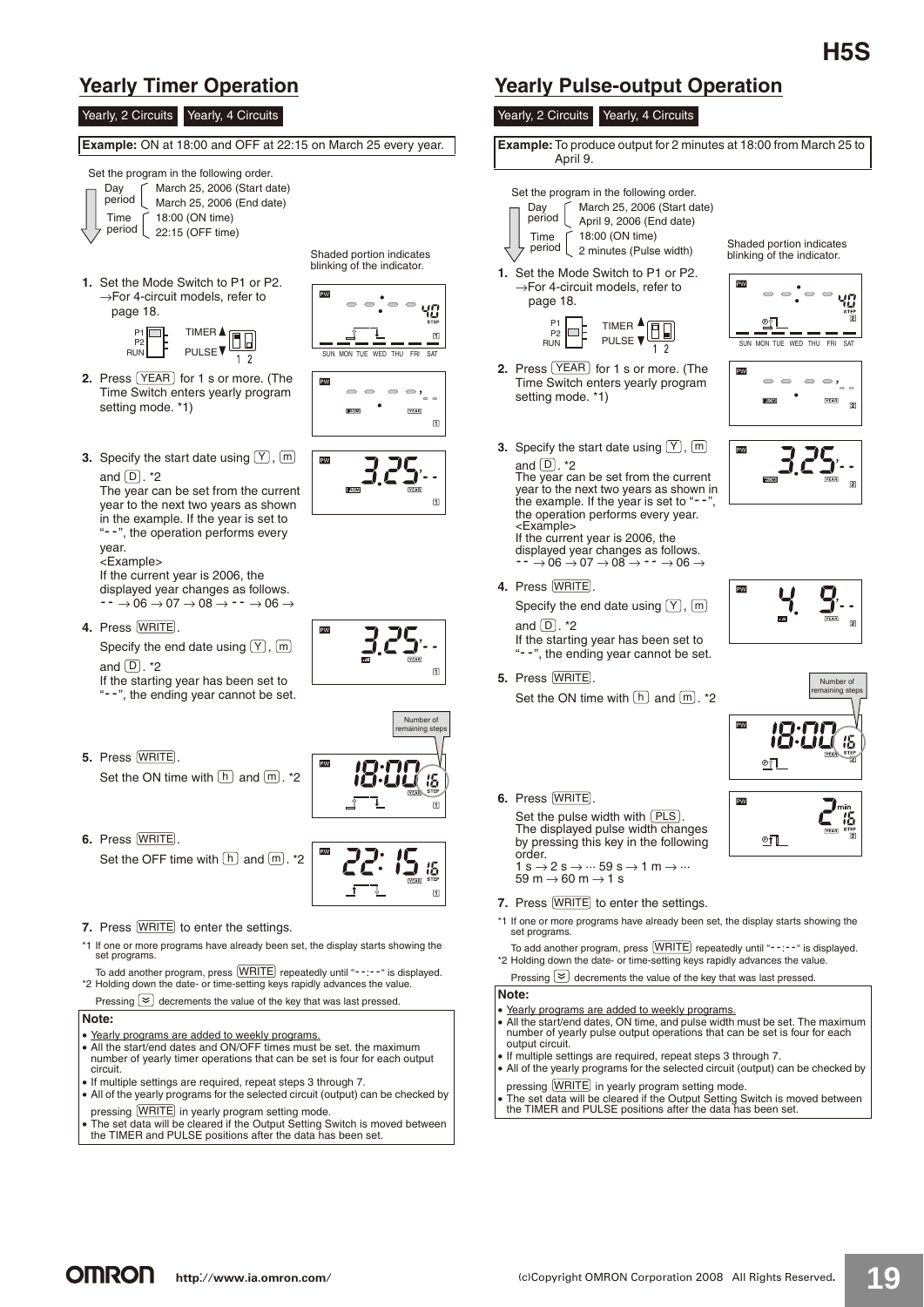## Yearly Timer Operation

Yearly, 2 Circuits  Yearly, 4 Circuits

**Example:** ON at 18:00 and OFF at 22:15 on March 25 every year.

Set the program in the following order.

- Day period
  - March 25, 2006 (Start date)
  - March 25, 2006 (End date)
- Time period
  - 18:00 (ON time)
  - 22:15 (OFF time)

Shaded portion indicates blinking of the indicator.

1. Set the Mode Switch to P1 or P2.
   →For 4-circuit models, refer to page 18.
2. Press [YEAR] for 1 s or more. (The Time Switch enters yearly program setting mode. *1)
3. Specify the start date using [Y], [m] and [D]. *2
   The year can be set from the current year to the next two years as shown in the example. If the year is set to "--", the operation performs every year.
   <Example>
   If the current year is 2006, the displayed year changes as follows.
   -- → 06 → 07 → 08 → -- → 06 →
4. Press [WRITE].
   Specify the end date using [Y], [m] and [D]. *2
   If the starting year has been set to "--", the ending year cannot be set.
5. Press [WRITE].
   Set the ON time with [h] and [m]. *2
6. Press [WRITE].
   Set the OFF time with [h] and [m]. *2
7. Press [WRITE] to enter the settings.

*1 If one or more programs have already been set, the display starts showing the set programs.
To add another program, press [WRITE] repeatedly until "--:--" is displayed.
*2 Holding down the date- or time-setting keys rapidly advances the value.
Pressing [⌄] decrements the value of the key that was last pressed.

**Note:**

- Yearly programs are added to weekly programs.
- All the start/end dates and ON/OFF times must be set. the maximum number of yearly timer operations that can be set is four for each output circuit.
- If multiple settings are required, repeat steps 3 through 7.
- All of the yearly programs for the selected circuit (output) can be checked by pressing [WRITE] in yearly program setting mode.
- The set data will be cleared if the Output Setting Switch is moved between the TIMER and PULSE positions after the data has been set.

## Yearly Pulse-output Operation

Yearly, 2 Circuits  Yearly, 4 Circuits

**Example:** To produce output for 2 minutes at 18:00 from March 25 to April 9.

Set the program in the following order.

- Day period
  - March 25, 2006 (Start date)
  - April 9, 2006 (End date)
- Time period
  - 18:00 (ON time)
  - 2 minutes (Pulse width)

Shaded portion indicates blinking of the indicator.

1. Set the Mode Switch to P1 or P2.
   →For 4-circuit models, refer to page 18.
2. Press [YEAR] for 1 s or more. (The Time Switch enters yearly program setting mode. *1)
3. Specify the start date using [Y], [m] and [D]. *2
   The year can be set from the current year to the next two years as shown in the example. If the year is set to "--", the operation performs every year.
   <Example>
   If the current year is 2006, the displayed year changes as follows.
   -- → 06 → 07 → 08 → -- → 06 →
4. Press [WRITE].
   Specify the end date using [Y], [m] and [D]. *2
   If the starting year has been set to "--", the ending year cannot be set.
5. Press [WRITE].
   Set the ON time with [h] and [m]. *2
6. Press [WRITE].
   Set the pulse width with [PLS].
   The displayed pulse width changes by pressing this key in the following order.
   1 s → 2 s → ··· 59 s → 1 m → ··· 59 m → 60 m → 1 s
7. Press [WRITE] to enter the settings.

*1 If one or more programs have already been set, the display starts showing the set programs.
To add another program, press [WRITE] repeatedly until "--:--" is displayed.
*2 Holding down the date- or time-setting keys rapidly advances the value.
Pressing [⌄] decrements the value of the key that was last pressed.

**Note:**

- Yearly programs are added to weekly programs.
- All the start/end dates, ON time, and pulse width must be set. The maximum number of yearly pulse output operations that can be set is four for each output circuit.
- If multiple settings are required, repeat steps 3 through 7.
- All of the yearly programs for the selected circuit (output) can be checked by pressing [WRITE] in yearly program setting mode.
- The set data will be cleared if the Output Setting Switch is moved between the TIMER and PULSE positions after the data has been set.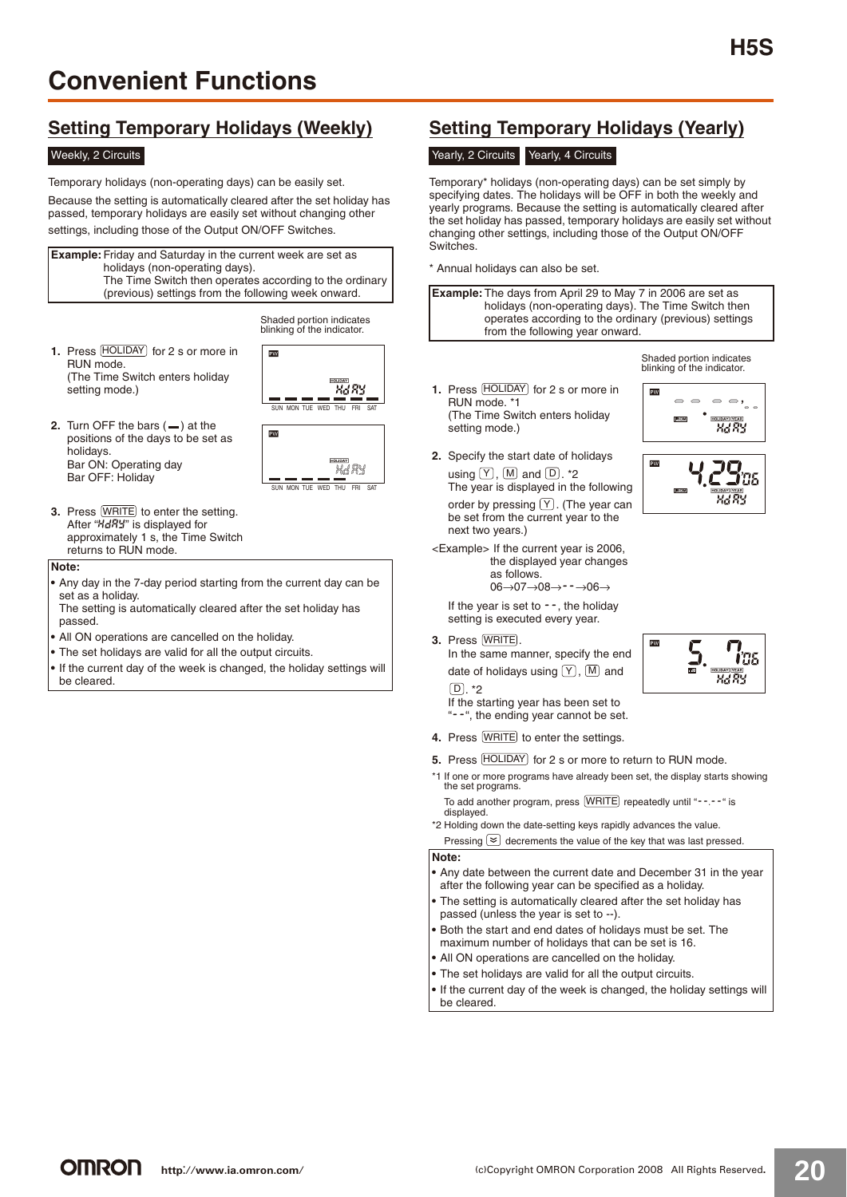# Convenient Functions

## Setting Temporary Holidays (Weekly)

Weekly, 2 Circuits

Temporary holidays (non-operating days) can be easily set.

Because the setting is automatically cleared after the set holiday has passed, temporary holidays are easily set without changing other settings, including those of the Output ON/OFF Switches.

**Example:** Friday and Saturday in the current week are set as holidays (non-operating days). The Time Switch then operates according to the ordinary (previous) settings from the following week onward.

Shaded portion indicates blinking of the indicator.

1. Press HOLIDAY for 2 s or more in RUN mode. (The Time Switch enters holiday setting mode.)
2. Turn OFF the bars (▬) at the positions of the days to be set as holidays.
   Bar ON: Operating day
   Bar OFF: Holiday
3. Press WRITE to enter the setting. After "HdAY" is displayed for approximately 1 s, the Time Switch returns to RUN mode.

**Note:**

- Any day in the 7-day period starting from the current day can be set as a holiday. The setting is automatically cleared after the set holiday has passed.
- All ON operations are cancelled on the holiday.
- The set holidays are valid for all the output circuits.
- If the current day of the week is changed, the holiday settings will be cleared.

## Setting Temporary Holidays (Yearly)

Yearly, 2 Circuits | Yearly, 4 Circuits

Temporary* holidays (non-operating days) can be set simply by specifying dates. The holidays will be OFF in both the weekly and yearly programs. Because the setting is automatically cleared after the set holiday has passed, temporary holidays are easily set without changing other settings, including those of the Output ON/OFF Switches.

\* Annual holidays can also be set.

**Example:** The days from April 29 to May 7 in 2006 are set as holidays (non-operating days). The Time Switch then operates according to the ordinary (previous) settings from the following year onward.

Shaded portion indicates blinking of the indicator.

1. Press HOLIDAY for 2 s or more in RUN mode. *1 (The Time Switch enters holiday setting mode.)
2. Specify the start date of holidays using Y, M and D. *2 The year is displayed in the following order by pressing Y. (The year can be set from the current year to the next two years.)

<Example> If the current year is 2006, the displayed year changes as follows.
06→07→08→--→06→

If the year is set to --, the holiday setting is executed every year.

3. Press WRITE. In the same manner, specify the end date of holidays using Y, M and D. *2 If the starting year has been set to "--", the ending year cannot be set.
4. Press WRITE to enter the settings.
5. Press HOLIDAY for 2 s or more to return to RUN mode.

*1 If one or more programs have already been set, the display starts showing the set programs. To add another program, press WRITE repeatedly until "--.--" is displayed.

*2 Holding down the date-setting keys rapidly advances the value. Pressing ≚ decrements the value of the key that was last pressed.

**Note:**

- Any date between the current date and December 31 in the year after the following year can be specified as a holiday.
- The setting is automatically cleared after the set holiday has passed (unless the year is set to --).
- Both the start and end dates of holidays must be set. The maximum number of holidays that can be set is 16.
- All ON operations are cancelled on the holiday.
- The set holidays are valid for all the output circuits.
- If the current day of the week is changed, the holiday settings will be cleared.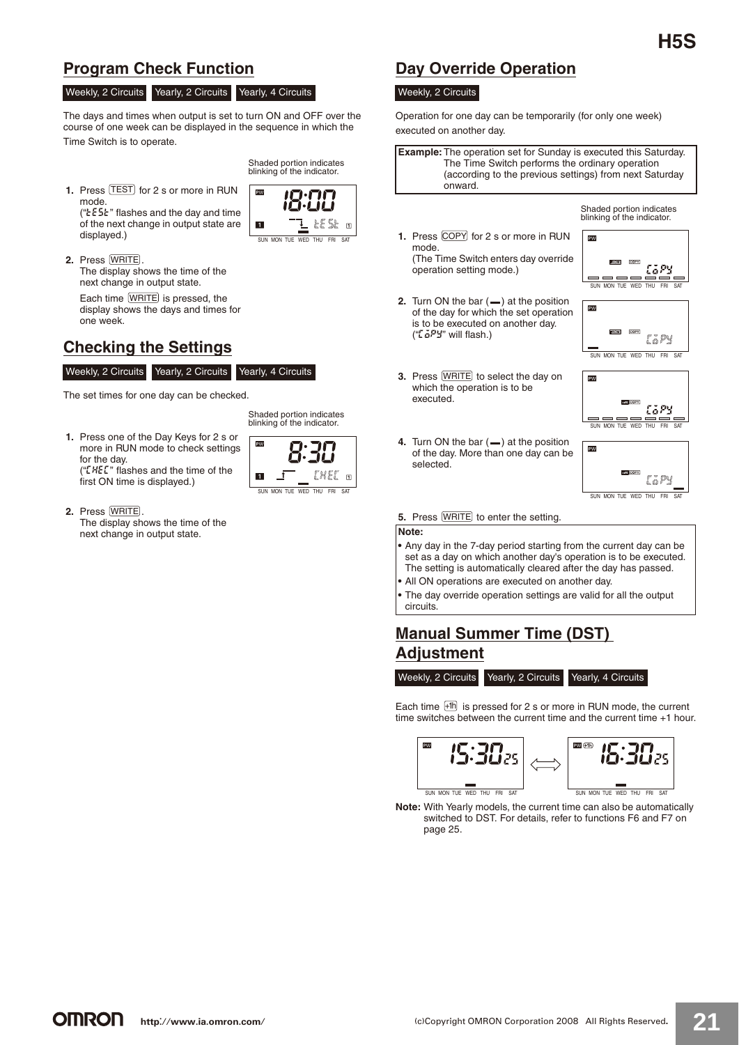## Program Check Function

Weekly, 2 Circuits | Yearly, 2 Circuits | Yearly, 4 Circuits

The days and times when output is set to turn ON and OFF over the course of one week can be displayed in the sequence in which the Time Switch is to operate.

Shaded portion indicates blinking of the indicator.

1. Press TEST for 2 s or more in RUN mode.
   ("tESt" flashes and the day and time of the next change in output state are displayed.)
2. Press WRITE.
   The display shows the time of the next change in output state.

   Each time WRITE is pressed, the display shows the days and times for one week.

## Checking the Settings

Weekly, 2 Circuits | Yearly, 2 Circuits | Yearly, 4 Circuits

The set times for one day can be checked.

Shaded portion indicates blinking of the indicator.

1. Press one of the Day Keys for 2 s or more in RUN mode to check settings for the day.
   ("CHEC" flashes and the time of the first ON time is displayed.)
2. Press WRITE.
   The display shows the time of the next change in output state.

## Day Override Operation

Weekly, 2 Circuits

Operation for one day can be temporarily (for only one week) executed on another day.

**Example:** The operation set for Sunday is executed this Saturday. The Time Switch performs the ordinary operation (according to the previous settings) from next Saturday onward.

Shaded portion indicates blinking of the indicator.

1. Press COPY for 2 s or more in RUN mode.
   (The Time Switch enters day override operation setting mode.)
2. Turn ON the bar (▬) at the position of the day for which the set operation is to be executed on another day.
   ("CoPY" will flash.)
3. Press WRITE to select the day on which the operation is to be executed.
4. Turn ON the bar (▬) at the position of the day. More than one day can be selected.
5. Press WRITE to enter the setting.

**Note:**
- Any day in the 7-day period starting from the current day can be set as a day on which another day's operation is to be executed. The setting is automatically cleared after the day has passed.
- All ON operations are executed on another day.
- The day override operation settings are valid for all the output circuits.

## Manual Summer Time (DST) Adjustment

Weekly, 2 Circuits | Yearly, 2 Circuits | Yearly, 4 Circuits

Each time +1h is pressed for 2 s or more in RUN mode, the current time switches between the current time and the current time +1 hour.

15:30 25 ⟺ +1h 16:30 25

**Note:** With Yearly models, the current time can also be automatically switched to DST. For details, refer to functions F6 and F7 on page 25.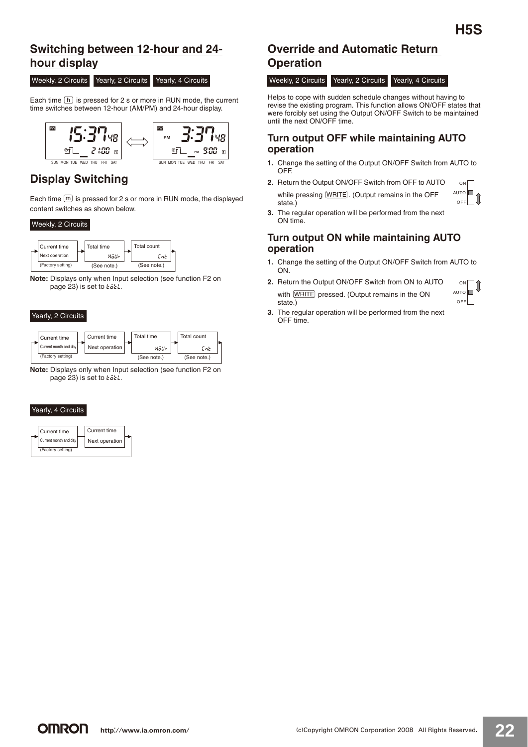## Switching between 12-hour and 24-hour display

Weekly, 2 Circuits | Yearly, 2 Circuits | Yearly, 4 Circuits

Each time [h] is pressed for 2 s or more in RUN mode, the current time switches between 12-hour (AM/PM) and 24-hour display.

## Display Switching

Each time [m] is pressed for 2 s or more in RUN mode, the displayed content switches as shown below.

Weekly, 2 Circuits

Current time / Next operation (Factory setting) → Total time (See note.) → Total count (See note.) → (back to Current time)

**Note:** Displays only when Input selection (see function F2 on page 23) is set to tötL.

Yearly, 2 Circuits

Current time / Current month and day (Factory setting) → Current time / Next operation → Total time (See note.) → Total count (See note.) → (back to Current time)

**Note:** Displays only when Input selection (see function F2 on page 23) is set to tötL.

Yearly, 4 Circuits

Current time / Current month and day (Factory setting) → Current time / Next operation → (back to Current time)

## Override and Automatic Return Operation

Weekly, 2 Circuits | Yearly, 2 Circuits | Yearly, 4 Circuits

Helps to cope with sudden schedule changes without having to revise the existing program. This function allows ON/OFF states that were forcibly set using the Output ON/OFF Switch to be maintained until the next ON/OFF time.

### Turn output OFF while maintaining AUTO operation

1. Change the setting of the Output ON/OFF Switch from AUTO to OFF.
2. Return the Output ON/OFF Switch from OFF to AUTO while pressing [WRITE]. (Output remains in the OFF state.)
3. The regular operation will be performed from the next ON time.

### Turn output ON while maintaining AUTO operation

1. Change the setting of the Output ON/OFF Switch from AUTO to ON.
2. Return the Output ON/OFF Switch from ON to AUTO with [WRITE] pressed. (Output remains in the ON state.)
3. The regular operation will be performed from the next OFF time.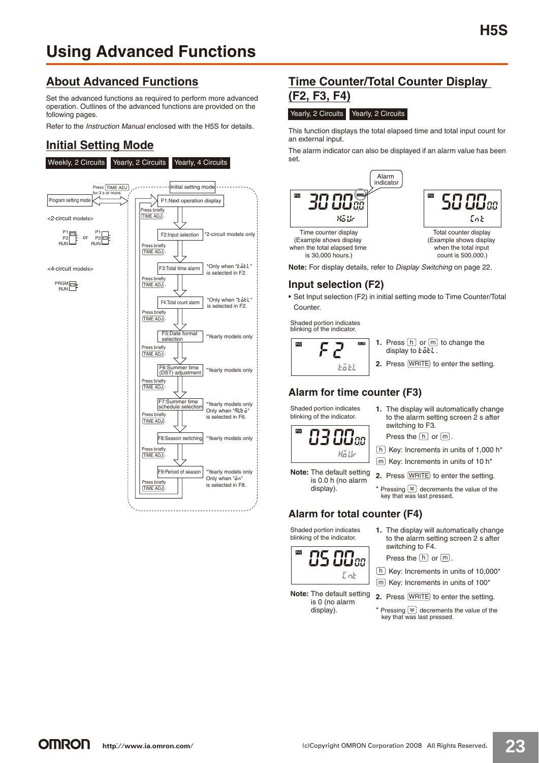# Using Advanced Functions

## About Advanced Functions

Set the advanced functions as required to perform more advanced operation. Outlines of the advanced functions are provided on the following pages.

Refer to the *Instruction Manual* enclosed with the H5S for details.

## Initial Setting Mode

Weekly, 2 Circuits | Yearly, 2 Circuits | Yearly, 4 Circuits

Program setting mode ⟷ Press TIME ADJ for 3 s or more. ⟷ Initial setting mode

<2-circuit models>

P1 / P2 / RUN or P1 / P2 / RUN

<4-circuit models>

PRGM / RUN

Initial setting mode:

- F1:Next operation display
  - Press briefly TIME ADJ.
- F2:Input selection — *2-circuit models only
  - Press briefly TIME ADJ.
- F3:Total time alarm — *Only when "totL" is selected in F2.
  - Press briefly TIME ADJ.
- F4:Total count alarm — *Only when "totL" is selected in F2.
  - Press briefly TIME ADJ.
- F5:Date format selection — *Yearly models only
  - Press briefly TIME ADJ.
- F6:Summer time (DST) adjustment — *Yearly models only
  - Press briefly TIME ADJ.
- F7:Summer time schedule selection — *Yearly models only. Only when "AUto" is selected in F6.
  - Press briefly TIME ADJ.
- F8:Season switching — *Yearly models only
  - Press briefly TIME ADJ.
- F9:Period of season — *Yearly models only. Only when "on" is selected in F8.
  - Press briefly TIME ADJ.

## Time Counter/Total Counter Display (F2, F3, F4)

Yearly, 2 Circuits | Yearly, 2 Circuits

This function displays the total elapsed time and total input count for an external input.

The alarm indicator can also be displayed if an alarm value has been set.

Alarm indicator

Time counter display (Example shows display when the total elapsed time is 30,000 hours.)

Total counter display (Example shows display when the total input count is 500,000.)

**Note:** For display details, refer to *Display Switching* on page 22.

### Input selection (F2)

- Set Input selection (F2) in initial setting mode to Time Counter/Total Counter.

Shaded portion indicates blinking of the indicator.

1. Press h or m to change the display to totL.
2. Press WRITE to enter the setting.

### Alarm for time counter (F3)

Shaded portion indicates blinking of the indicator.

**Note:** The default setting is 0.0 h (no alarm display).

1. The display will automatically change to the alarm setting screen 2 s after switching to F3.

   Press the h or m.

   h Key: Increments in units of 1,000 h*

   m Key: Increments in units of 10 h*

2. Press WRITE to enter the setting.

\* Pressing ⌄ decrements the value of the key that was last pressed.

### Alarm for total counter (F4)

Shaded portion indicates blinking of the indicator.

**Note:** The default setting is 0 (no alarm display).

1. The display will automatically change to the alarm setting screen 2 s after switching to F4.

   Press the h or m.

   h Key: Increments in units of 10,000*

   m Key: Increments in units of 100*

2. Press WRITE to enter the setting.

\* Pressing ⌄ decrements the value of the key that was last pressed.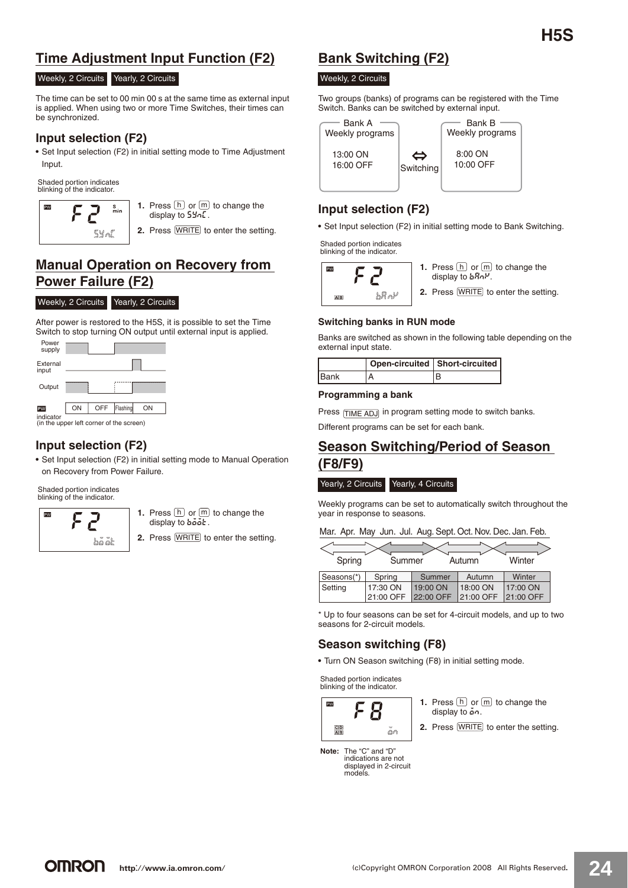## Time Adjustment Input Function (F2)

Weekly, 2 Circuits | Yearly, 2 Circuits

The time can be set to 00 min 00 s at the same time as external input is applied. When using two or more Time Switches, their times can be synchronized.

### Input selection (F2)

- Set Input selection (F2) in initial setting mode to Time Adjustment Input.

Shaded portion indicates blinking of the indicator.

1. Press h or m to change the display to SYnC.
2. Press WRITE to enter the setting.

## Manual Operation on Recovery from Power Failure (F2)

Weekly, 2 Circuits | Yearly, 2 Circuits

After power is restored to the H5S, it is possible to set the Time Switch to stop turning ON output until external input is applied.

PW indicator (in the upper left corner of the screen): ON | OFF | Flashing | ON

### Input selection (F2)

- Set Input selection (F2) in initial setting mode to Manual Operation on Recovery from Power Failure.

Shaded portion indicates blinking of the indicator.

1. Press h or m to change the display to boot.
2. Press WRITE to enter the setting.

## Bank Switching (F2)

Weekly, 2 Circuits

Two groups (banks) of programs can be registered with the Time Switch. Banks can be switched by external input.

Bank A Weekly programs: 13:00 ON, 16:00 OFF ⇔ Switching ⇔ Bank B Weekly programs: 8:00 ON, 10:00 OFF

### Input selection (F2)

- Set Input selection (F2) in initial setting mode to Bank Switching.

Shaded portion indicates blinking of the indicator.

1. Press h or m to change the display to bAnK.
2. Press WRITE to enter the setting.

#### Switching banks in RUN mode

Banks are switched as shown in the following table depending on the external input state.

| | Open-circuited | Short-circuited |
|---|---|---|
| Bank | A | B |

#### Programming a bank

Press TIME ADJ in program setting mode to switch banks.

Different programs can be set for each bank.

## Season Switching/Period of Season (F8/F9)

Yearly, 2 Circuits | Yearly, 4 Circuits

Weekly programs can be set to automatically switch throughout the year in response to seasons.

Mar. Apr. May Jun. Jul. Aug. Sept. Oct. Nov. Dec. Jan. Feb.

Spring | Summer | Autumn | Winter

| Seasons(*) | Spring | Summer | Autumn | Winter |
|---|---|---|---|---|
| Setting | 17:30 ON<br>21:00 OFF | 19:00 ON<br>22:00 OFF | 18:00 ON<br>21:00 OFF | 17:00 ON<br>21:00 OFF |

\* Up to four seasons can be set for 4-circuit models, and up to two seasons for 2-circuit models.

### Season switching (F8)

- Turn ON Season switching (F8) in initial setting mode.

Shaded portion indicates blinking of the indicator.

1. Press h or m to change the display to on.
2. Press WRITE to enter the setting.

**Note:** The "C" and "D" indications are not displayed in 2-circuit models.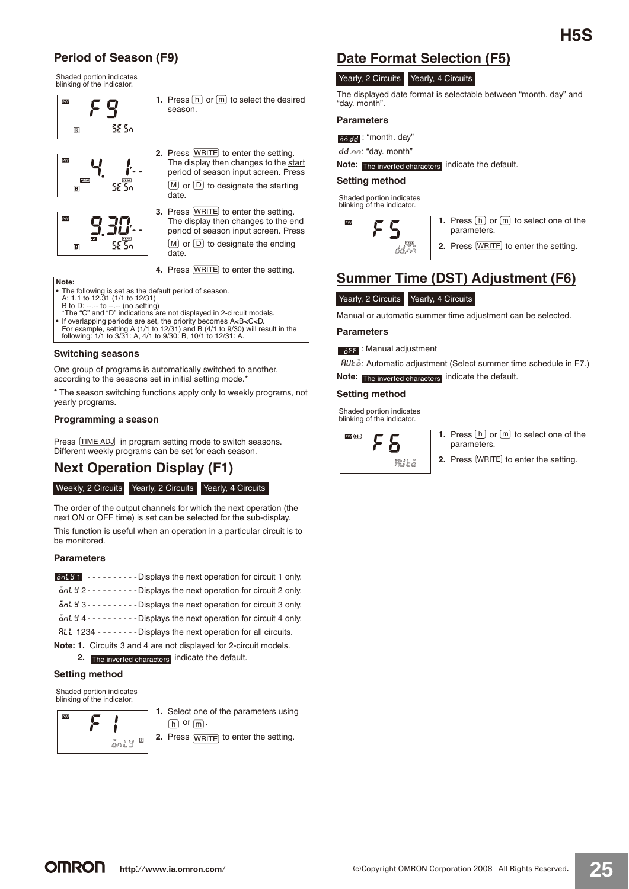## Period of Season (F9)

Shaded portion indicates blinking of the indicator.

1. Press [h] or [m] to select the desired season.
2. Press [WRITE] to enter the setting. The display then changes to the start period of season input screen. Press [M] or [D] to designate the starting date.
3. Press [WRITE] to enter the setting. The display then changes to the end period of season input screen. Press [M] or [D] to designate the ending date.
4. Press [WRITE] to enter the setting.

**Note:**
- The following is set as the default period of season.
  A: 1.1 to 12.31 (1/1 to 12/31)
  B to D: --.-- to --.-- (no setting)
  *The "C" and "D" indications are not displayed in 2-circuit models.
- If overlapping periods are set, the priority becomes A<B<C<D.
  For example, setting A (1/1 to 12/31) and B (4/1 to 9/30) will result in the following: 1/1 to 3/31: A, 4/1 to 9/30: B, 10/1 to 12/31: A.

### Switching seasons

One group of programs is automatically switched to another, according to the seasons set in initial setting mode.*

* The season switching functions apply only to weekly programs, not yearly programs.

### Programming a season

Press [TIME ADJ] in program setting mode to switch seasons. Different weekly programs can be set for each season.

## Next Operation Display (F1)

Weekly, 2 Circuits | Yearly, 2 Circuits | Yearly, 4 Circuits

The order of the output channels for which the next operation (the next ON or OFF time) is set can be selected for the sub-display.

This function is useful when an operation in a particular circuit is to be monitored.

### Parameters

- onLY 1 ---------- Displays the next operation for circuit 1 only.
- onLY 2 ---------- Displays the next operation for circuit 2 only.
- onLY 3 ---------- Displays the next operation for circuit 3 only.
- onLY 4 ---------- Displays the next operation for circuit 4 only.
- ALL 1234 -------- Displays the next operation for all circuits.

**Note: 1.** Circuits 3 and 4 are not displayed for 2-circuit models.
**2.** The inverted characters indicate the default.

### Setting method

Shaded portion indicates blinking of the indicator.

1. Select one of the parameters using [h] or [m].
2. Press [WRITE] to enter the setting.

## Date Format Selection (F5)

Yearly, 2 Circuits | Yearly, 4 Circuits

The displayed date format is selectable between "month. day" and "day. month".

### Parameters

- mm.dd: "month. day"
- dd.mm: "day. month"

**Note:** The inverted characters indicate the default.

### Setting method

Shaded portion indicates blinking of the indicator.

1. Press [h] or [m] to select one of the parameters.
2. Press [WRITE] to enter the setting.

## Summer Time (DST) Adjustment (F6)

Yearly, 2 Circuits | Yearly, 4 Circuits

Manual or automatic summer time adjustment can be selected.

### Parameters

- oFF: Manual adjustment
- AUto: Automatic adjustment (Select summer time schedule in F7.)

**Note:** The inverted characters indicate the default.

### Setting method

Shaded portion indicates blinking of the indicator.

1. Press [h] or [m] to select one of the parameters.
2. Press [WRITE] to enter the setting.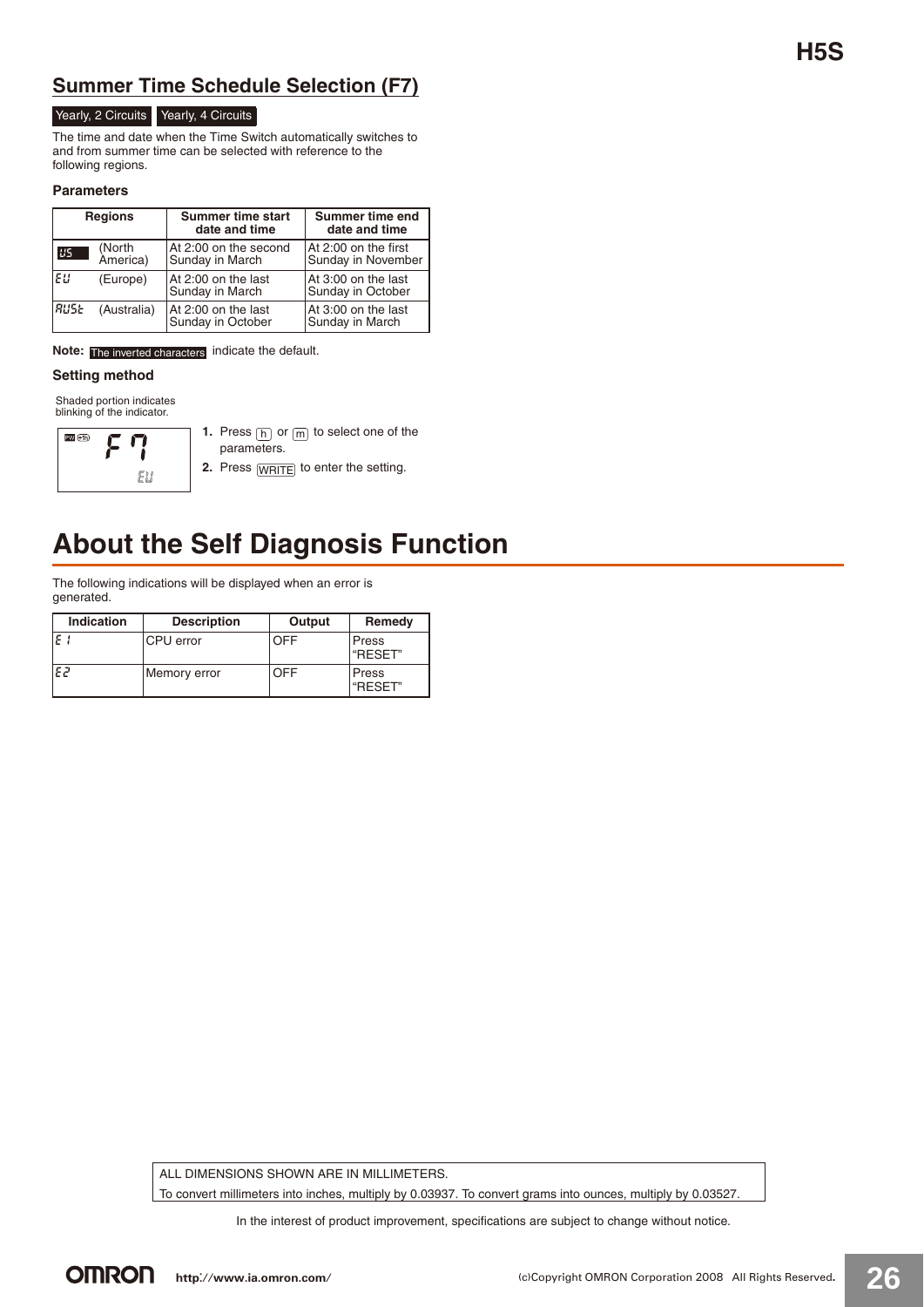## Summer Time Schedule Selection (F7)

Yearly, 2 Circuits | Yearly, 4 Circuits

The time and date when the Time Switch automatically switches to and from summer time can be selected with reference to the following regions.

#### Parameters

| Regions | | Summer time start date and time | Summer time end date and time |
|---|---|---|---|
| US | (North America) | At 2:00 on the second Sunday in March | At 2:00 on the first Sunday in November |
| EU | (Europe) | At 2:00 on the last Sunday in March | At 3:00 on the last Sunday in October |
| AUSt | (Australia) | At 2:00 on the last Sunday in October | At 3:00 on the last Sunday in March |

**Note:** The inverted characters indicate the default.

#### Setting method

Shaded portion indicates blinking of the indicator.

PW F7 EU

1. Press h or m to select one of the parameters.
2. Press WRITE to enter the setting.

# About the Self Diagnosis Function

The following indications will be displayed when an error is generated.

| Indication | Description | Output | Remedy |
|---|---|---|---|
| E1 | CPU error | OFF | Press "RESET" |
| E2 | Memory error | OFF | Press "RESET" |

ALL DIMENSIONS SHOWN ARE IN MILLIMETERS.
To convert millimeters into inches, multiply by 0.03937. To convert grams into ounces, multiply by 0.03527.

In the interest of product improvement, specifications are subject to change without notice.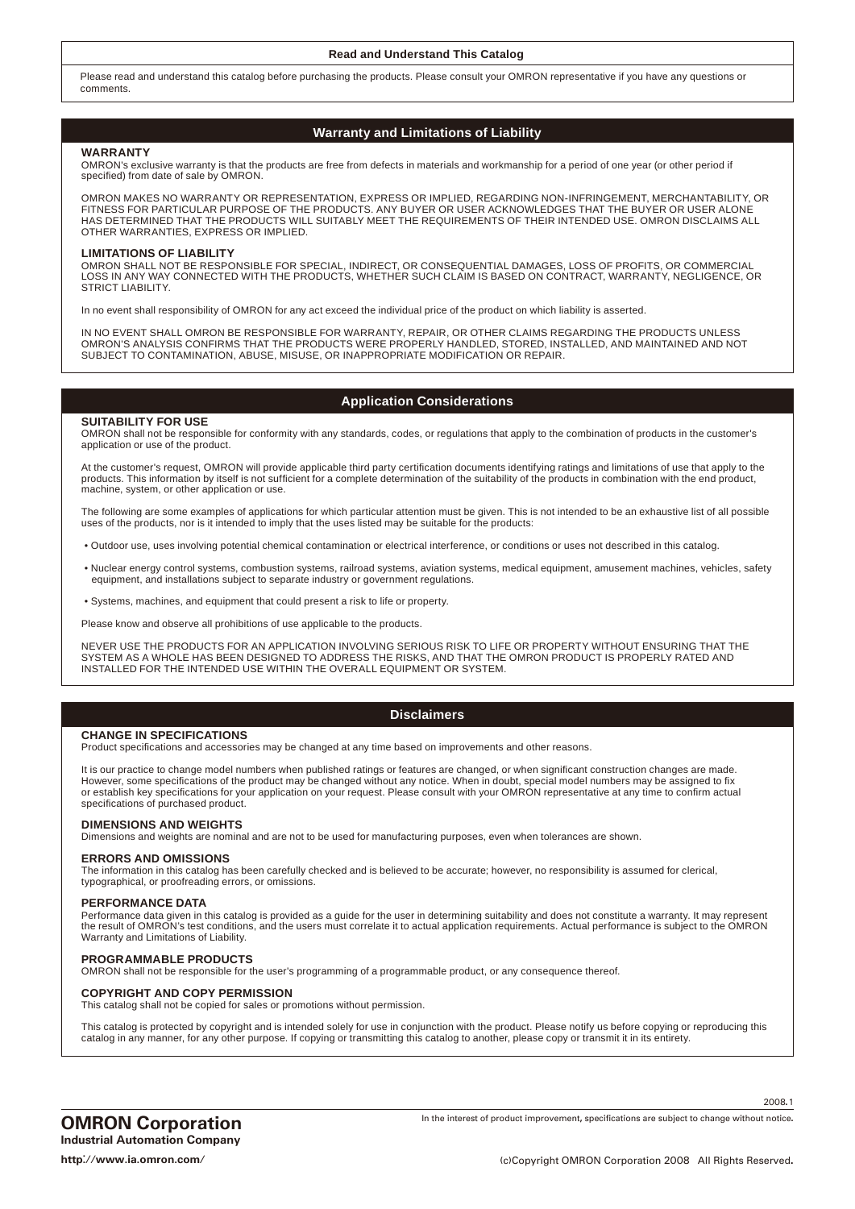## Read and Understand This Catalog

Please read and understand this catalog before purchasing the products. Please consult your OMRON representative if you have any questions or comments.

## Warranty and Limitations of Liability

### WARRANTY

OMRON's exclusive warranty is that the products are free from defects in materials and workmanship for a period of one year (or other period if specified) from date of sale by OMRON.

OMRON MAKES NO WARRANTY OR REPRESENTATION, EXPRESS OR IMPLIED, REGARDING NON-INFRINGEMENT, MERCHANTABILITY, OR FITNESS FOR PARTICULAR PURPOSE OF THE PRODUCTS. ANY BUYER OR USER ACKNOWLEDGES THAT THE BUYER OR USER ALONE HAS DETERMINED THAT THE PRODUCTS WILL SUITABLY MEET THE REQUIREMENTS OF THEIR INTENDED USE. OMRON DISCLAIMS ALL OTHER WARRANTIES, EXPRESS OR IMPLIED.

### LIMITATIONS OF LIABILITY

OMRON SHALL NOT BE RESPONSIBLE FOR SPECIAL, INDIRECT, OR CONSEQUENTIAL DAMAGES, LOSS OF PROFITS, OR COMMERCIAL LOSS IN ANY WAY CONNECTED WITH THE PRODUCTS, WHETHER SUCH CLAIM IS BASED ON CONTRACT, WARRANTY, NEGLIGENCE, OR STRICT LIABILITY.

In no event shall responsibility of OMRON for any act exceed the individual price of the product on which liability is asserted.

IN NO EVENT SHALL OMRON BE RESPONSIBLE FOR WARRANTY, REPAIR, OR OTHER CLAIMS REGARDING THE PRODUCTS UNLESS OMRON'S ANALYSIS CONFIRMS THAT THE PRODUCTS WERE PROPERLY HANDLED, STORED, INSTALLED, AND MAINTAINED AND NOT SUBJECT TO CONTAMINATION, ABUSE, MISUSE, OR INAPPROPRIATE MODIFICATION OR REPAIR.

## Application Considerations

### SUITABILITY FOR USE

OMRON shall not be responsible for conformity with any standards, codes, or regulations that apply to the combination of products in the customer's application or use of the product.

At the customer's request, OMRON will provide applicable third party certification documents identifying ratings and limitations of use that apply to the products. This information by itself is not sufficient for a complete determination of the suitability of the products in combination with the end product, machine, system, or other application or use.

The following are some examples of applications for which particular attention must be given. This is not intended to be an exhaustive list of all possible uses of the products, nor is it intended to imply that the uses listed may be suitable for the products:

- Outdoor use, uses involving potential chemical contamination or electrical interference, or conditions or uses not described in this catalog.
- Nuclear energy control systems, combustion systems, railroad systems, aviation systems, medical equipment, amusement machines, vehicles, safety equipment, and installations subject to separate industry or government regulations.
- Systems, machines, and equipment that could present a risk to life or property.

Please know and observe all prohibitions of use applicable to the products.

NEVER USE THE PRODUCTS FOR AN APPLICATION INVOLVING SERIOUS RISK TO LIFE OR PROPERTY WITHOUT ENSURING THAT THE SYSTEM AS A WHOLE HAS BEEN DESIGNED TO ADDRESS THE RISKS, AND THAT THE OMRON PRODUCT IS PROPERLY RATED AND INSTALLED FOR THE INTENDED USE WITHIN THE OVERALL EQUIPMENT OR SYSTEM.

## Disclaimers

### CHANGE IN SPECIFICATIONS

Product specifications and accessories may be changed at any time based on improvements and other reasons.

It is our practice to change model numbers when published ratings or features are changed, or when significant construction changes are made. However, some specifications of the product may be changed without any notice. When in doubt, special model numbers may be assigned to fix or establish key specifications for your application on your request. Please consult with your OMRON representative at any time to confirm actual specifications of purchased product.

### DIMENSIONS AND WEIGHTS

Dimensions and weights are nominal and are not to be used for manufacturing purposes, even when tolerances are shown.

### ERRORS AND OMISSIONS

The information in this catalog has been carefully checked and is believed to be accurate; however, no responsibility is assumed for clerical, typographical, or proofreading errors, or omissions.

### PERFORMANCE DATA

Performance data given in this catalog is provided as a guide for the user in determining suitability and does not constitute a warranty. It may represent the result of OMRON's test conditions, and the users must correlate it to actual application requirements. Actual performance is subject to the OMRON Warranty and Limitations of Liability.

### PROGRAMMABLE PRODUCTS

OMRON shall not be responsible for the user's programming of a programmable product, or any consequence thereof.

### COPYRIGHT AND COPY PERMISSION

This catalog shall not be copied for sales or promotions without permission.

This catalog is protected by copyright and is intended solely for use in conjunction with the product. Please notify us before copying or reproducing this catalog in any manner, for any other purpose. If copying or transmitting this catalog to another, please copy or transmit it in its entirety.

2008.1

**OMRON Corporation**
**Industrial Automation Company**

http://www.ia.omron.com/

In the interest of product improvement, specifications are subject to change without notice.

(c)Copyright OMRON Corporation 2008 All Rights Reserved.